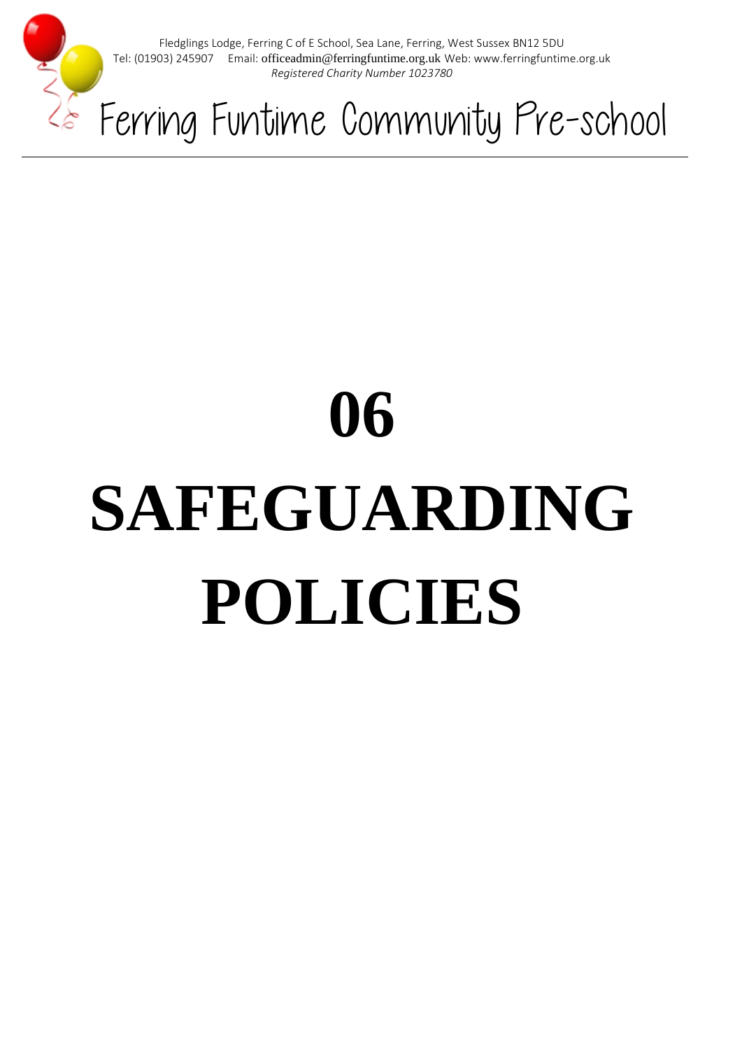Fledglings Lodge, Ferring C of E School, Sea Lane, Ferring, West Sussex BN12 5DU
Tel: (01903) 245907 Email: officeadmin@ferringfuntime.org.uk Web: www.ferringfuntime.org.uk
*Registered Charity Number 1023780*

# Ferring Funtime Community Pre-school

# 06 SAFEGUARDING POLICIES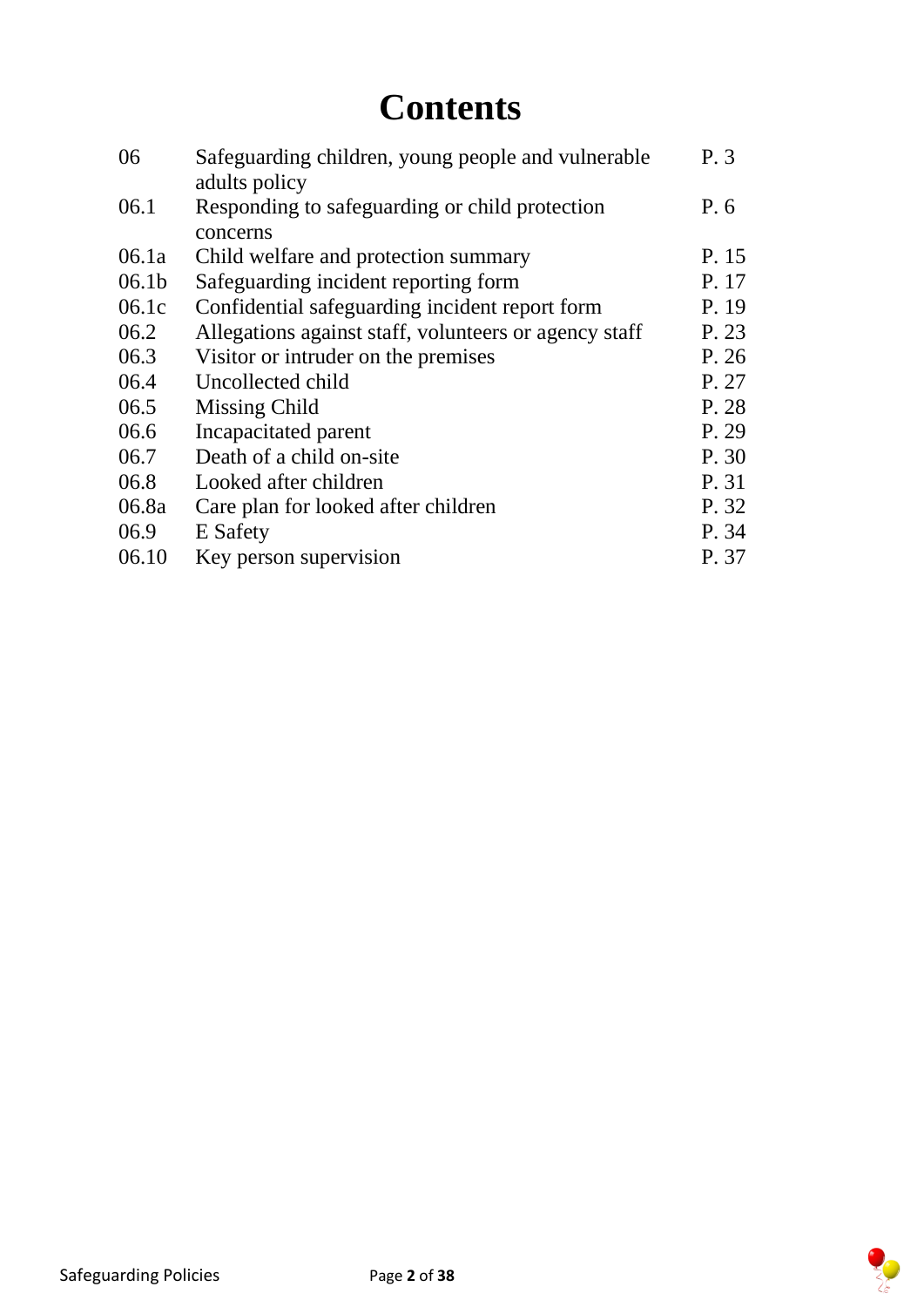# Contents

| | | |
|---|---|---|
| 06 | Safeguarding children, young people and vulnerable adults policy | P. 3 |
| 06.1 | Responding to safeguarding or child protection concerns | P. 6 |
| 06.1a | Child welfare and protection summary | P. 15 |
| 06.1b | Safeguarding incident reporting form | P. 17 |
| 06.1c | Confidential safeguarding incident report form | P. 19 |
| 06.2 | Allegations against staff, volunteers or agency staff | P. 23 |
| 06.3 | Visitor or intruder on the premises | P. 26 |
| 06.4 | Uncollected child | P. 27 |
| 06.5 | Missing Child | P. 28 |
| 06.6 | Incapacitated parent | P. 29 |
| 06.7 | Death of a child on-site | P. 30 |
| 06.8 | Looked after children | P. 31 |
| 06.8a | Care plan for looked after children | P. 32 |
| 06.9 | E Safety | P. 34 |
| 06.10 | Key person supervision | P. 37 |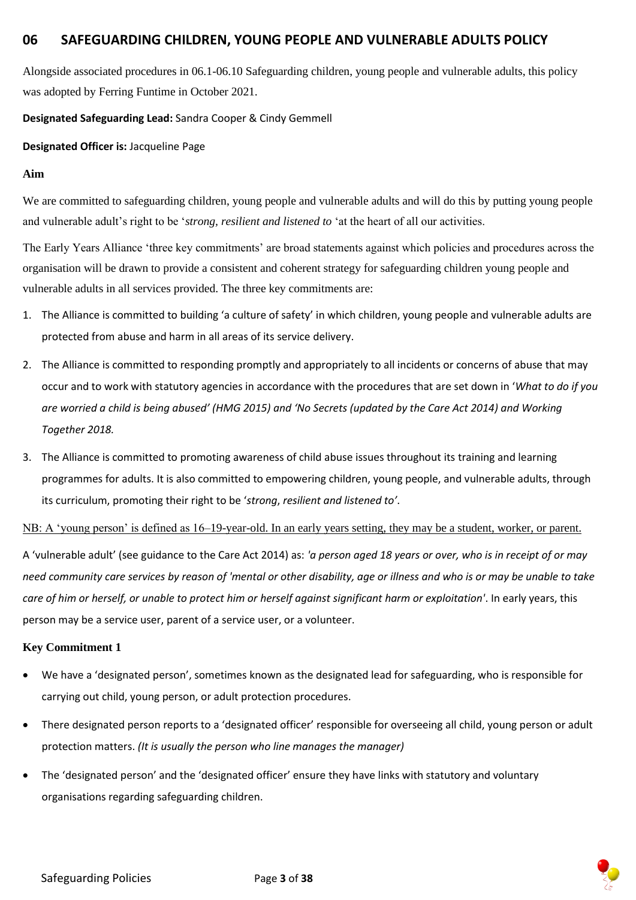## 06 SAFEGUARDING CHILDREN, YOUNG PEOPLE AND VULNERABLE ADULTS POLICY

Alongside associated procedures in 06.1-06.10 Safeguarding children, young people and vulnerable adults, this policy was adopted by Ferring Funtime in October 2021.

**Designated Safeguarding Lead:** Sandra Cooper & Cindy Gemmell

**Designated Officer is:** Jacqueline Page

**Aim**

We are committed to safeguarding children, young people and vulnerable adults and will do this by putting young people and vulnerable adult's right to be '*strong, resilient and listened to* 'at the heart of all our activities.

The Early Years Alliance 'three key commitments' are broad statements against which policies and procedures across the organisation will be drawn to provide a consistent and coherent strategy for safeguarding children young people and vulnerable adults in all services provided. The three key commitments are:

1. The Alliance is committed to building 'a culture of safety' in which children, young people and vulnerable adults are protected from abuse and harm in all areas of its service delivery.
2. The Alliance is committed to responding promptly and appropriately to all incidents or concerns of abuse that may occur and to work with statutory agencies in accordance with the procedures that are set down in '*What to do if you are worried a child is being abused' (HMG 2015) and 'No Secrets (updated by the Care Act 2014) and Working Together 2018.*
3. The Alliance is committed to promoting awareness of child abuse issues throughout its training and learning programmes for adults. It is also committed to empowering children, young people, and vulnerable adults, through its curriculum, promoting their right to be '*strong*, *resilient and listened to'*.

NB: A 'young person' is defined as 16–19-year-old. In an early years setting, they may be a student, worker, or parent.

A 'vulnerable adult' (see guidance to the Care Act 2014) as: *'a person aged 18 years or over, who is in receipt of or may need community care services by reason of 'mental or other disability, age or illness and who is or may be unable to take care of him or herself, or unable to protect him or herself against significant harm or exploitation'*. In early years, this person may be a service user, parent of a service user, or a volunteer.

**Key Commitment 1**

- We have a 'designated person', sometimes known as the designated lead for safeguarding, who is responsible for carrying out child, young person, or adult protection procedures.
- There designated person reports to a 'designated officer' responsible for overseeing all child, young person or adult protection matters. *(It is usually the person who line manages the manager)*
- The 'designated person' and the 'designated officer' ensure they have links with statutory and voluntary organisations regarding safeguarding children.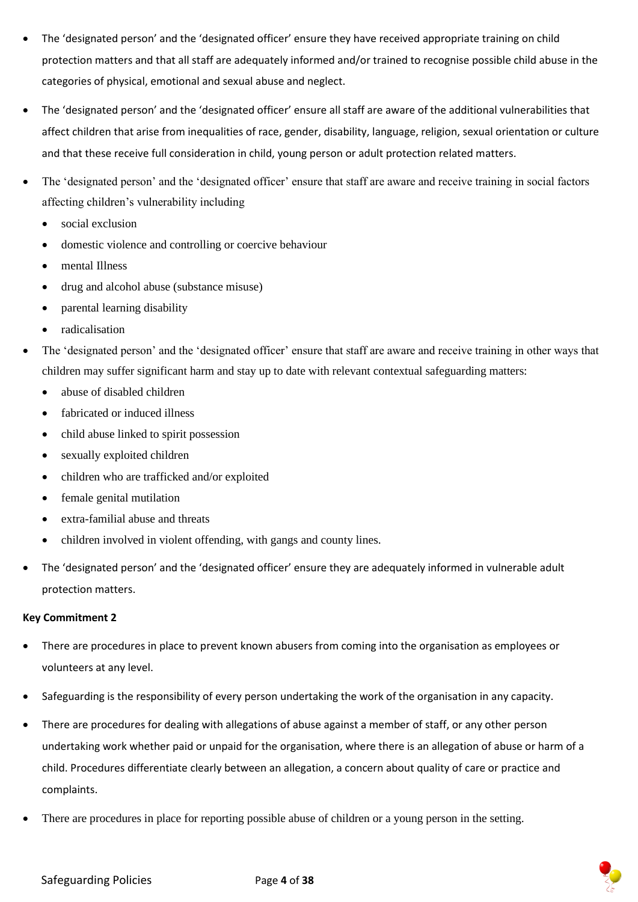- The 'designated person' and the 'designated officer' ensure they have received appropriate training on child protection matters and that all staff are adequately informed and/or trained to recognise possible child abuse in the categories of physical, emotional and sexual abuse and neglect.
- The 'designated person' and the 'designated officer' ensure all staff are aware of the additional vulnerabilities that affect children that arise from inequalities of race, gender, disability, language, religion, sexual orientation or culture and that these receive full consideration in child, young person or adult protection related matters.
- The 'designated person' and the 'designated officer' ensure that staff are aware and receive training in social factors affecting children's vulnerability including
  - social exclusion
  - domestic violence and controlling or coercive behaviour
  - mental Illness
  - drug and alcohol abuse (substance misuse)
  - parental learning disability
  - radicalisation
- The 'designated person' and the 'designated officer' ensure that staff are aware and receive training in other ways that children may suffer significant harm and stay up to date with relevant contextual safeguarding matters:
  - abuse of disabled children
  - fabricated or induced illness
  - child abuse linked to spirit possession
  - sexually exploited children
  - children who are trafficked and/or exploited
  - female genital mutilation
  - extra-familial abuse and threats
  - children involved in violent offending, with gangs and county lines.
- The 'designated person' and the 'designated officer' ensure they are adequately informed in vulnerable adult protection matters.

**Key Commitment 2**

- There are procedures in place to prevent known abusers from coming into the organisation as employees or volunteers at any level.
- Safeguarding is the responsibility of every person undertaking the work of the organisation in any capacity.
- There are procedures for dealing with allegations of abuse against a member of staff, or any other person undertaking work whether paid or unpaid for the organisation, where there is an allegation of abuse or harm of a child. Procedures differentiate clearly between an allegation, a concern about quality of care or practice and complaints.
- There are procedures in place for reporting possible abuse of children or a young person in the setting.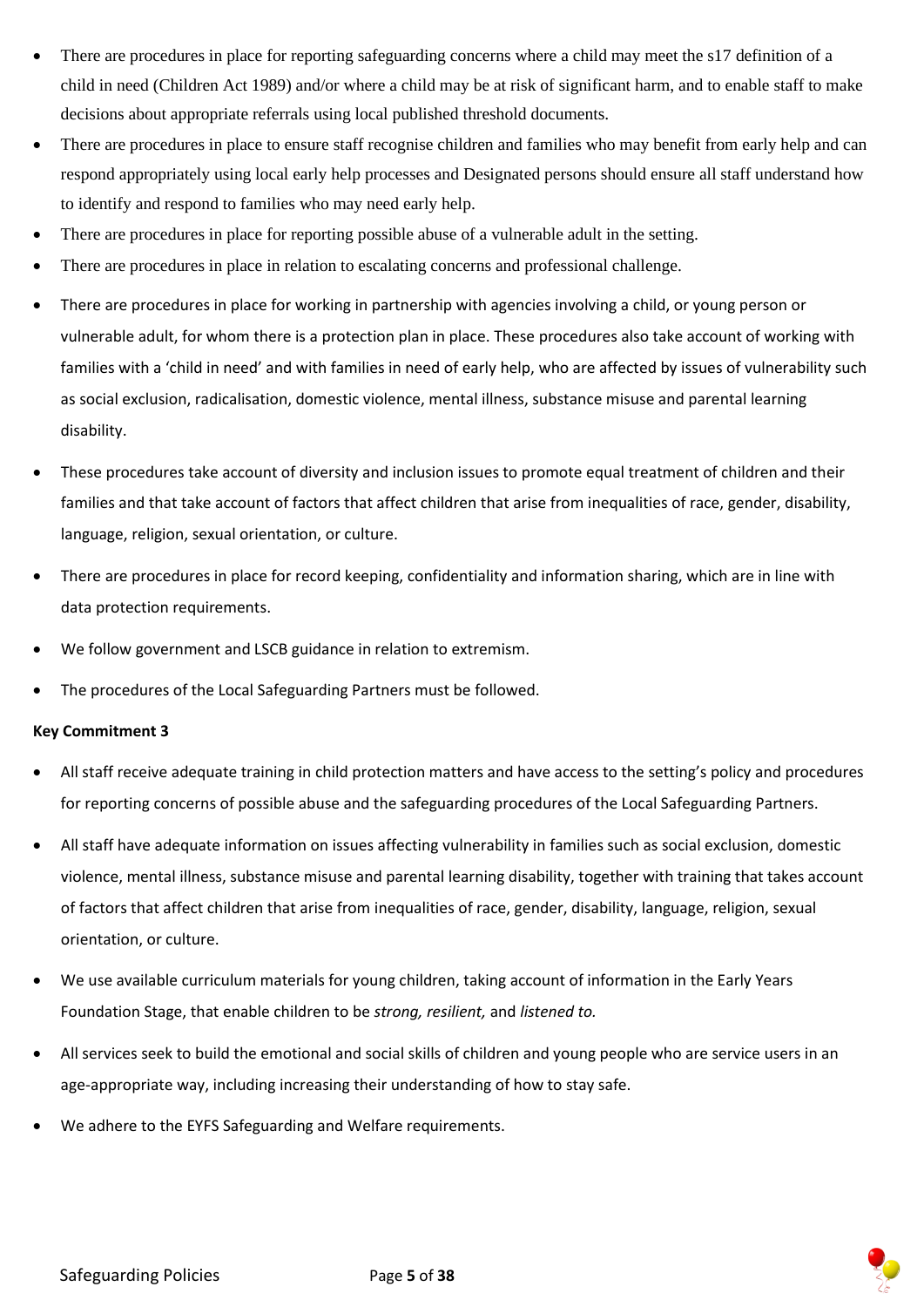- There are procedures in place for reporting safeguarding concerns where a child may meet the s17 definition of a child in need (Children Act 1989) and/or where a child may be at risk of significant harm, and to enable staff to make decisions about appropriate referrals using local published threshold documents.
- There are procedures in place to ensure staff recognise children and families who may benefit from early help and can respond appropriately using local early help processes and Designated persons should ensure all staff understand how to identify and respond to families who may need early help.
- There are procedures in place for reporting possible abuse of a vulnerable adult in the setting.
- There are procedures in place in relation to escalating concerns and professional challenge.
- There are procedures in place for working in partnership with agencies involving a child, or young person or vulnerable adult, for whom there is a protection plan in place. These procedures also take account of working with families with a 'child in need' and with families in need of early help, who are affected by issues of vulnerability such as social exclusion, radicalisation, domestic violence, mental illness, substance misuse and parental learning disability.
- These procedures take account of diversity and inclusion issues to promote equal treatment of children and their families and that take account of factors that affect children that arise from inequalities of race, gender, disability, language, religion, sexual orientation, or culture.
- There are procedures in place for record keeping, confidentiality and information sharing, which are in line with data protection requirements.
- We follow government and LSCB guidance in relation to extremism.
- The procedures of the Local Safeguarding Partners must be followed.

**Key Commitment 3**

- All staff receive adequate training in child protection matters and have access to the setting's policy and procedures for reporting concerns of possible abuse and the safeguarding procedures of the Local Safeguarding Partners.
- All staff have adequate information on issues affecting vulnerability in families such as social exclusion, domestic violence, mental illness, substance misuse and parental learning disability, together with training that takes account of factors that affect children that arise from inequalities of race, gender, disability, language, religion, sexual orientation, or culture.
- We use available curriculum materials for young children, taking account of information in the Early Years Foundation Stage, that enable children to be *strong, resilient,* and *listened to.*
- All services seek to build the emotional and social skills of children and young people who are service users in an age-appropriate way, including increasing their understanding of how to stay safe.
- We adhere to the EYFS Safeguarding and Welfare requirements.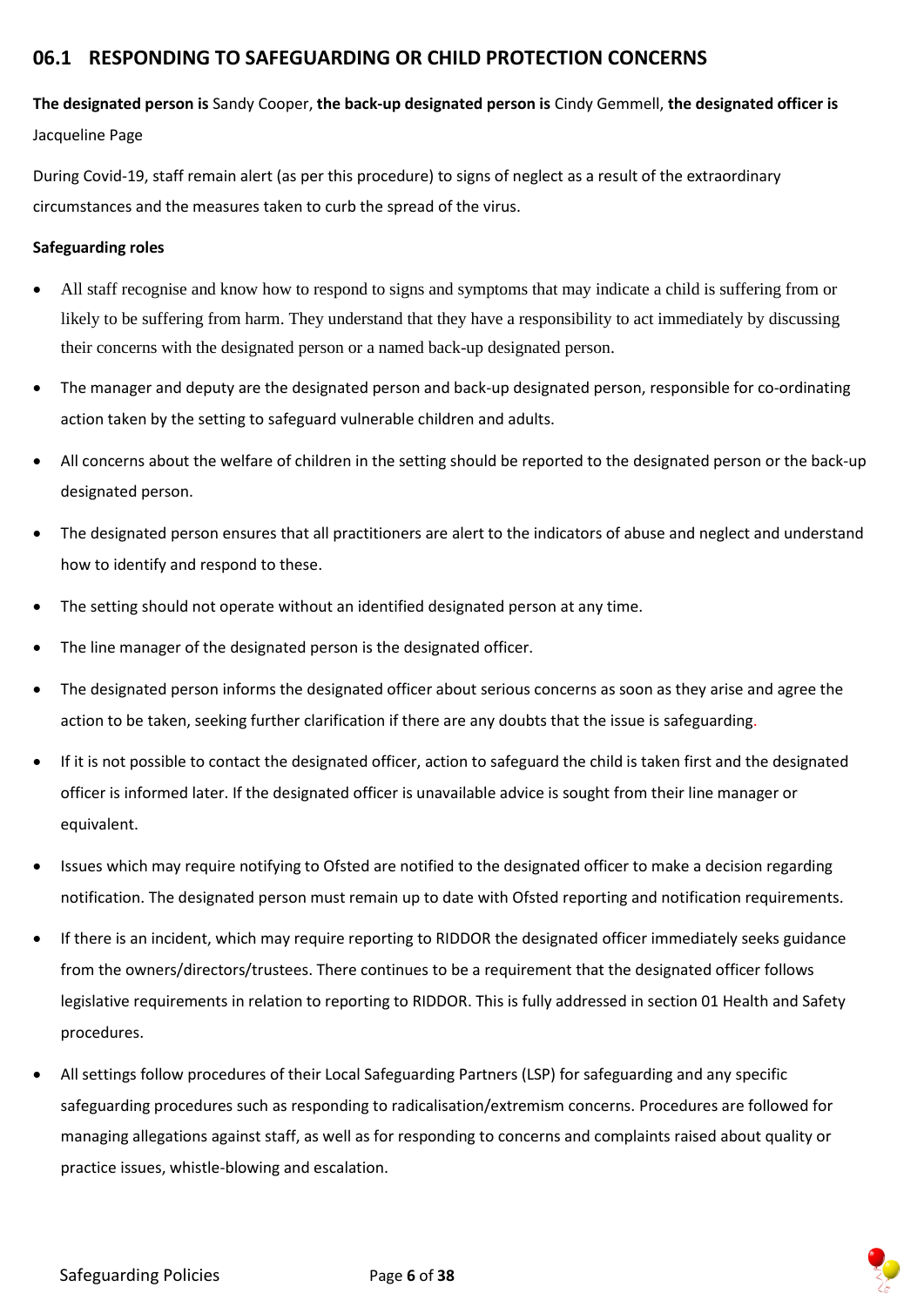## 06.1 RESPONDING TO SAFEGUARDING OR CHILD PROTECTION CONCERNS

**The designated person is** Sandy Cooper, **the back-up designated person is** Cindy Gemmell, **the designated officer is** Jacqueline Page

During Covid-19, staff remain alert (as per this procedure) to signs of neglect as a result of the extraordinary circumstances and the measures taken to curb the spread of the virus.

**Safeguarding roles**

- All staff recognise and know how to respond to signs and symptoms that may indicate a child is suffering from or likely to be suffering from harm. They understand that they have a responsibility to act immediately by discussing their concerns with the designated person or a named back-up designated person.
- The manager and deputy are the designated person and back-up designated person, responsible for co-ordinating action taken by the setting to safeguard vulnerable children and adults.
- All concerns about the welfare of children in the setting should be reported to the designated person or the back-up designated person.
- The designated person ensures that all practitioners are alert to the indicators of abuse and neglect and understand how to identify and respond to these.
- The setting should not operate without an identified designated person at any time.
- The line manager of the designated person is the designated officer.
- The designated person informs the designated officer about serious concerns as soon as they arise and agree the action to be taken, seeking further clarification if there are any doubts that the issue is safeguarding.
- If it is not possible to contact the designated officer, action to safeguard the child is taken first and the designated officer is informed later. If the designated officer is unavailable advice is sought from their line manager or equivalent.
- Issues which may require notifying to Ofsted are notified to the designated officer to make a decision regarding notification. The designated person must remain up to date with Ofsted reporting and notification requirements.
- If there is an incident, which may require reporting to RIDDOR the designated officer immediately seeks guidance from the owners/directors/trustees. There continues to be a requirement that the designated officer follows legislative requirements in relation to reporting to RIDDOR. This is fully addressed in section 01 Health and Safety procedures.
- All settings follow procedures of their Local Safeguarding Partners (LSP) for safeguarding and any specific safeguarding procedures such as responding to radicalisation/extremism concerns. Procedures are followed for managing allegations against staff, as well as for responding to concerns and complaints raised about quality or practice issues, whistle-blowing and escalation.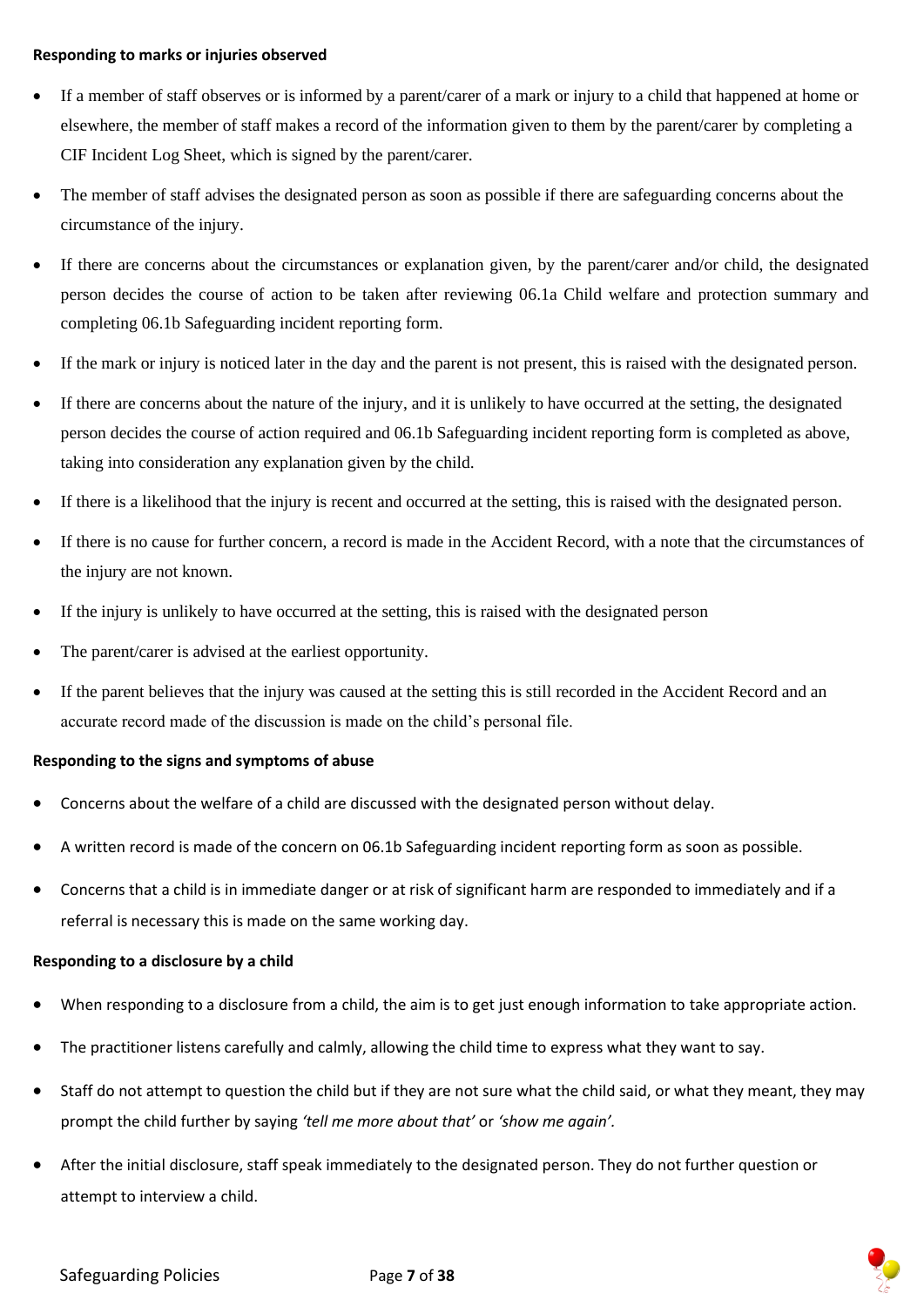**Responding to marks or injuries observed**

- If a member of staff observes or is informed by a parent/carer of a mark or injury to a child that happened at home or elsewhere, the member of staff makes a record of the information given to them by the parent/carer by completing a CIF Incident Log Sheet, which is signed by the parent/carer.
- The member of staff advises the designated person as soon as possible if there are safeguarding concerns about the circumstance of the injury.
- If there are concerns about the circumstances or explanation given, by the parent/carer and/or child, the designated person decides the course of action to be taken after reviewing 06.1a Child welfare and protection summary and completing 06.1b Safeguarding incident reporting form.
- If the mark or injury is noticed later in the day and the parent is not present, this is raised with the designated person.
- If there are concerns about the nature of the injury, and it is unlikely to have occurred at the setting, the designated person decides the course of action required and 06.1b Safeguarding incident reporting form is completed as above, taking into consideration any explanation given by the child.
- If there is a likelihood that the injury is recent and occurred at the setting, this is raised with the designated person.
- If there is no cause for further concern, a record is made in the Accident Record, with a note that the circumstances of the injury are not known.
- If the injury is unlikely to have occurred at the setting, this is raised with the designated person
- The parent/carer is advised at the earliest opportunity.
- If the parent believes that the injury was caused at the setting this is still recorded in the Accident Record and an accurate record made of the discussion is made on the child's personal file.

**Responding to the signs and symptoms of abuse**

- Concerns about the welfare of a child are discussed with the designated person without delay.
- A written record is made of the concern on 06.1b Safeguarding incident reporting form as soon as possible.
- Concerns that a child is in immediate danger or at risk of significant harm are responded to immediately and if a referral is necessary this is made on the same working day.

**Responding to a disclosure by a child**

- When responding to a disclosure from a child, the aim is to get just enough information to take appropriate action.
- The practitioner listens carefully and calmly, allowing the child time to express what they want to say.
- Staff do not attempt to question the child but if they are not sure what the child said, or what they meant, they may prompt the child further by saying *'tell me more about that'* or *'show me again'*.
- After the initial disclosure, staff speak immediately to the designated person. They do not further question or attempt to interview a child.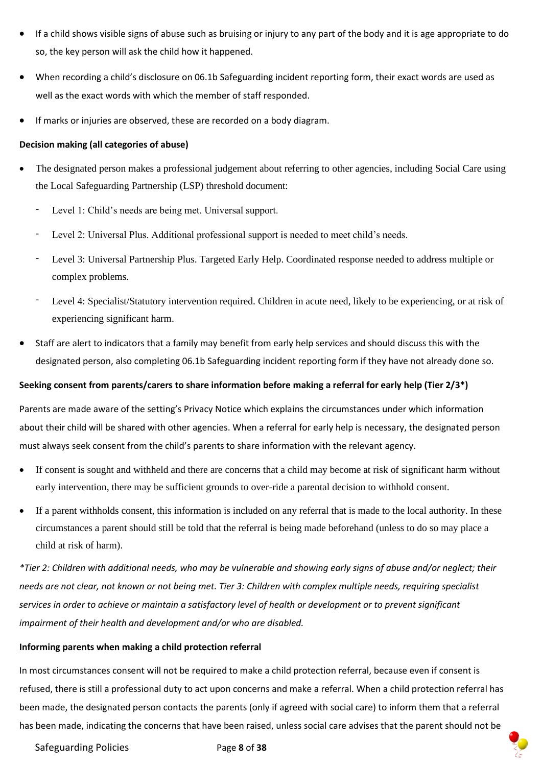- If a child shows visible signs of abuse such as bruising or injury to any part of the body and it is age appropriate to do so, the key person will ask the child how it happened.
- When recording a child's disclosure on 06.1b Safeguarding incident reporting form, their exact words are used as well as the exact words with which the member of staff responded.
- If marks or injuries are observed, these are recorded on a body diagram.

**Decision making (all categories of abuse)**

- The designated person makes a professional judgement about referring to other agencies, including Social Care using the Local Safeguarding Partnership (LSP) threshold document:
  - Level 1: Child's needs are being met. Universal support.
  - Level 2: Universal Plus. Additional professional support is needed to meet child's needs.
  - Level 3: Universal Partnership Plus. Targeted Early Help. Coordinated response needed to address multiple or complex problems.
  - Level 4: Specialist/Statutory intervention required. Children in acute need, likely to be experiencing, or at risk of experiencing significant harm.
- Staff are alert to indicators that a family may benefit from early help services and should discuss this with the designated person, also completing 06.1b Safeguarding incident reporting form if they have not already done so.

**Seeking consent from parents/carers to share information before making a referral for early help (Tier 2/3*)**

Parents are made aware of the setting's Privacy Notice which explains the circumstances under which information about their child will be shared with other agencies. When a referral for early help is necessary, the designated person must always seek consent from the child's parents to share information with the relevant agency.

- If consent is sought and withheld and there are concerns that a child may become at risk of significant harm without early intervention, there may be sufficient grounds to over-ride a parental decision to withhold consent.
- If a parent withholds consent, this information is included on any referral that is made to the local authority. In these circumstances a parent should still be told that the referral is being made beforehand (unless to do so may place a child at risk of harm).

*\*Tier 2: Children with additional needs, who may be vulnerable and showing early signs of abuse and/or neglect; their needs are not clear, not known or not being met. Tier 3: Children with complex multiple needs, requiring specialist services in order to achieve or maintain a satisfactory level of health or development or to prevent significant impairment of their health and development and/or who are disabled.*

**Informing parents when making a child protection referral**

In most circumstances consent will not be required to make a child protection referral, because even if consent is refused, there is still a professional duty to act upon concerns and make a referral. When a child protection referral has been made, the designated person contacts the parents (only if agreed with social care) to inform them that a referral has been made, indicating the concerns that have been raised, unless social care advises that the parent should not be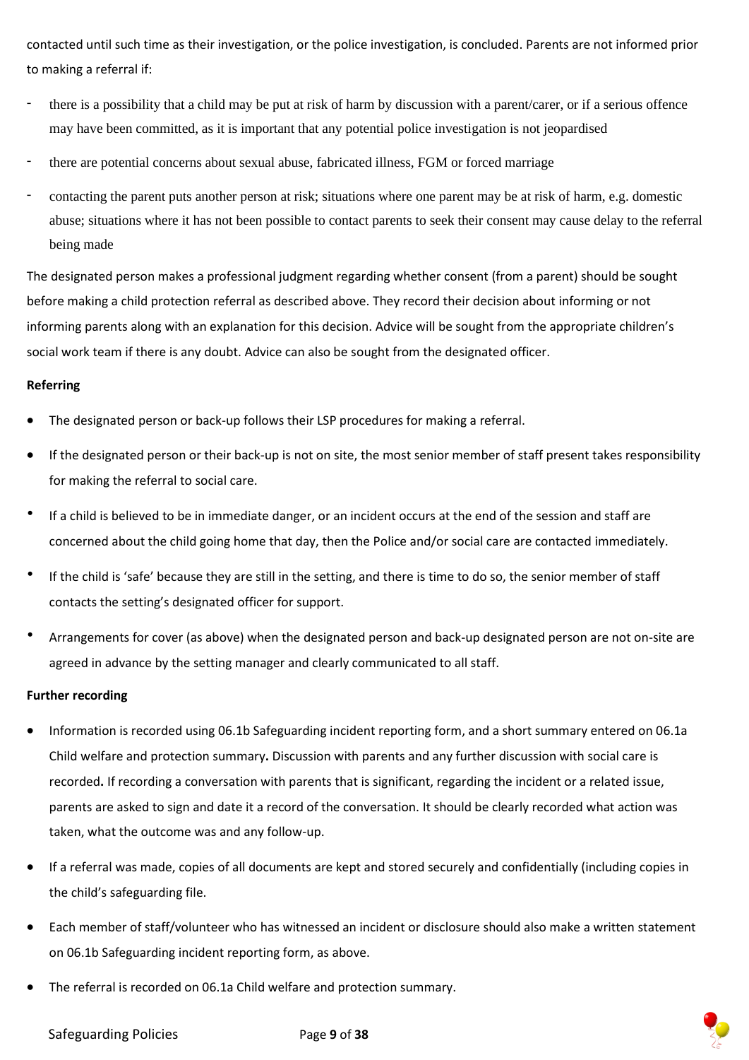contacted until such time as their investigation, or the police investigation, is concluded. Parents are not informed prior to making a referral if:

- there is a possibility that a child may be put at risk of harm by discussion with a parent/carer, or if a serious offence may have been committed, as it is important that any potential police investigation is not jeopardised
- there are potential concerns about sexual abuse, fabricated illness, FGM or forced marriage
- contacting the parent puts another person at risk; situations where one parent may be at risk of harm, e.g. domestic abuse; situations where it has not been possible to contact parents to seek their consent may cause delay to the referral being made

The designated person makes a professional judgment regarding whether consent (from a parent) should be sought before making a child protection referral as described above. They record their decision about informing or not informing parents along with an explanation for this decision. Advice will be sought from the appropriate children's social work team if there is any doubt. Advice can also be sought from the designated officer.

**Referring**

- The designated person or back-up follows their LSP procedures for making a referral.
- If the designated person or their back-up is not on site, the most senior member of staff present takes responsibility for making the referral to social care.
- If a child is believed to be in immediate danger, or an incident occurs at the end of the session and staff are concerned about the child going home that day, then the Police and/or social care are contacted immediately.
- If the child is 'safe' because they are still in the setting, and there is time to do so, the senior member of staff contacts the setting's designated officer for support.
- Arrangements for cover (as above) when the designated person and back-up designated person are not on-site are agreed in advance by the setting manager and clearly communicated to all staff.

**Further recording**

- Information is recorded using 06.1b Safeguarding incident reporting form, and a short summary entered on 06.1a Child welfare and protection summary**.** Discussion with parents and any further discussion with social care is recorded**.** If recording a conversation with parents that is significant, regarding the incident or a related issue, parents are asked to sign and date it a record of the conversation. It should be clearly recorded what action was taken, what the outcome was and any follow-up.
- If a referral was made, copies of all documents are kept and stored securely and confidentially (including copies in the child's safeguarding file.
- Each member of staff/volunteer who has witnessed an incident or disclosure should also make a written statement on 06.1b Safeguarding incident reporting form, as above.
- The referral is recorded on 06.1a Child welfare and protection summary.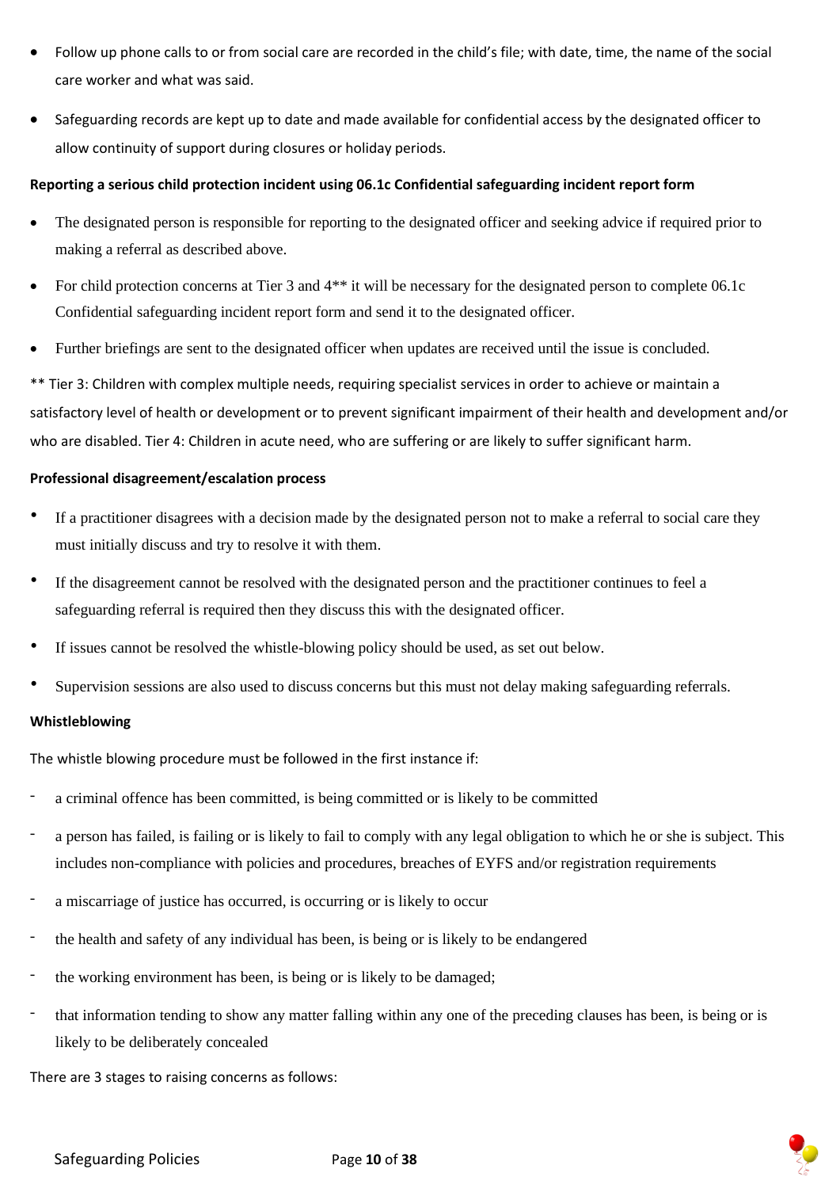- Follow up phone calls to or from social care are recorded in the child's file; with date, time, the name of the social care worker and what was said.
- Safeguarding records are kept up to date and made available for confidential access by the designated officer to allow continuity of support during closures or holiday periods.

**Reporting a serious child protection incident using 06.1c Confidential safeguarding incident report form**

- The designated person is responsible for reporting to the designated officer and seeking advice if required prior to making a referral as described above.
- For child protection concerns at Tier 3 and 4** it will be necessary for the designated person to complete 06.1c Confidential safeguarding incident report form and send it to the designated officer.
- Further briefings are sent to the designated officer when updates are received until the issue is concluded.

** Tier 3: Children with complex multiple needs, requiring specialist services in order to achieve or maintain a satisfactory level of health or development or to prevent significant impairment of their health and development and/or who are disabled. Tier 4: Children in acute need, who are suffering or are likely to suffer significant harm.

**Professional disagreement/escalation process**

- If a practitioner disagrees with a decision made by the designated person not to make a referral to social care they must initially discuss and try to resolve it with them.
- If the disagreement cannot be resolved with the designated person and the practitioner continues to feel a safeguarding referral is required then they discuss this with the designated officer.
- If issues cannot be resolved the whistle-blowing policy should be used, as set out below.
- Supervision sessions are also used to discuss concerns but this must not delay making safeguarding referrals.

**Whistleblowing**

The whistle blowing procedure must be followed in the first instance if:

- a criminal offence has been committed, is being committed or is likely to be committed
- a person has failed, is failing or is likely to fail to comply with any legal obligation to which he or she is subject. This includes non-compliance with policies and procedures, breaches of EYFS and/or registration requirements
- a miscarriage of justice has occurred, is occurring or is likely to occur
- the health and safety of any individual has been, is being or is likely to be endangered
- the working environment has been, is being or is likely to be damaged;
- that information tending to show any matter falling within any one of the preceding clauses has been, is being or is likely to be deliberately concealed

There are 3 stages to raising concerns as follows: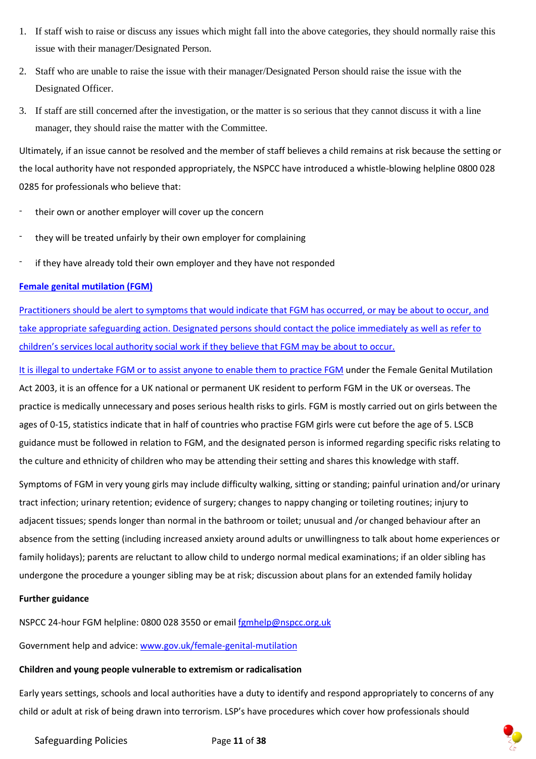1. If staff wish to raise or discuss any issues which might fall into the above categories, they should normally raise this issue with their manager/Designated Person.
2. Staff who are unable to raise the issue with their manager/Designated Person should raise the issue with the Designated Officer.
3. If staff are still concerned after the investigation, or the matter is so serious that they cannot discuss it with a line manager, they should raise the matter with the Committee.

Ultimately, if an issue cannot be resolved and the member of staff believes a child remains at risk because the setting or the local authority have not responded appropriately, the NSPCC have introduced a whistle-blowing helpline 0800 028 0285 for professionals who believe that:

- their own or another employer will cover up the concern
- they will be treated unfairly by their own employer for complaining
- if they have already told their own employer and they have not responded

**Female genital mutilation (FGM)**

Practitioners should be alert to symptoms that would indicate that FGM has occurred, or may be about to occur, and take appropriate safeguarding action. Designated persons should contact the police immediately as well as refer to children's services local authority social work if they believe that FGM may be about to occur.

It is illegal to undertake FGM or to assist anyone to enable them to practice FGM under the Female Genital Mutilation Act 2003, it is an offence for a UK national or permanent UK resident to perform FGM in the UK or overseas. The practice is medically unnecessary and poses serious health risks to girls. FGM is mostly carried out on girls between the ages of 0-15, statistics indicate that in half of countries who practise FGM girls were cut before the age of 5. LSCB guidance must be followed in relation to FGM, and the designated person is informed regarding specific risks relating to the culture and ethnicity of children who may be attending their setting and shares this knowledge with staff.

Symptoms of FGM in very young girls may include difficulty walking, sitting or standing; painful urination and/or urinary tract infection; urinary retention; evidence of surgery; changes to nappy changing or toileting routines; injury to adjacent tissues; spends longer than normal in the bathroom or toilet; unusual and /or changed behaviour after an absence from the setting (including increased anxiety around adults or unwillingness to talk about home experiences or family holidays); parents are reluctant to allow child to undergo normal medical examinations; if an older sibling has undergone the procedure a younger sibling may be at risk; discussion about plans for an extended family holiday

**Further guidance**

NSPCC 24-hour FGM helpline: 0800 028 3550 or email fgmhelp@nspcc.org.uk

Government help and advice: www.gov.uk/female-genital-mutilation

**Children and young people vulnerable to extremism or radicalisation**

Early years settings, schools and local authorities have a duty to identify and respond appropriately to concerns of any child or adult at risk of being drawn into terrorism. LSP's have procedures which cover how professionals should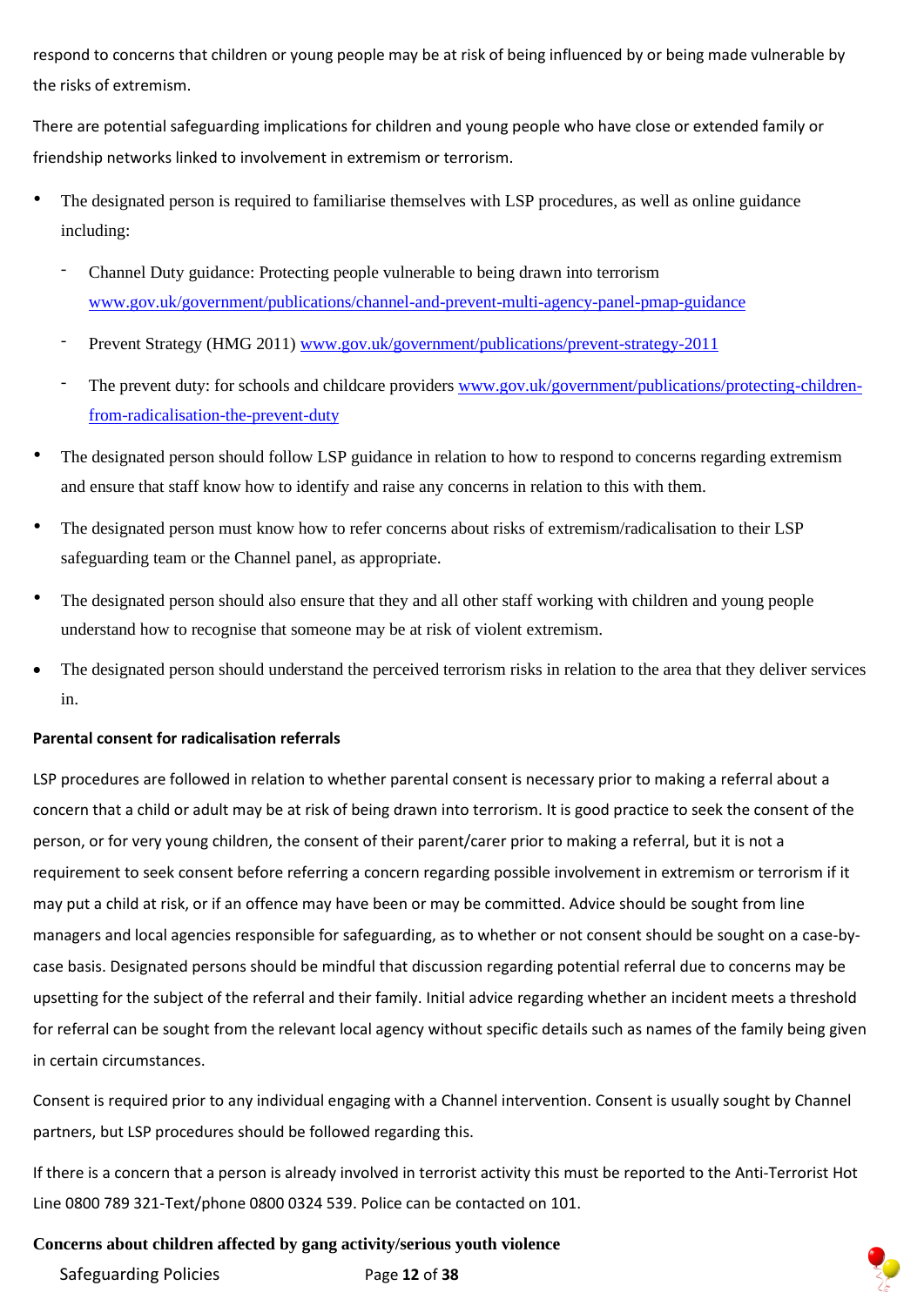respond to concerns that children or young people may be at risk of being influenced by or being made vulnerable by the risks of extremism.

There are potential safeguarding implications for children and young people who have close or extended family or friendship networks linked to involvement in extremism or terrorism.

- The designated person is required to familiarise themselves with LSP procedures, as well as online guidance including:
  - Channel Duty guidance: Protecting people vulnerable to being drawn into terrorism www.gov.uk/government/publications/channel-and-prevent-multi-agency-panel-pmap-guidance
  - Prevent Strategy (HMG 2011) www.gov.uk/government/publications/prevent-strategy-2011
  - The prevent duty: for schools and childcare providers www.gov.uk/government/publications/protecting-children-from-radicalisation-the-prevent-duty
- The designated person should follow LSP guidance in relation to how to respond to concerns regarding extremism and ensure that staff know how to identify and raise any concerns in relation to this with them.
- The designated person must know how to refer concerns about risks of extremism/radicalisation to their LSP safeguarding team or the Channel panel, as appropriate.
- The designated person should also ensure that they and all other staff working with children and young people understand how to recognise that someone may be at risk of violent extremism.
- The designated person should understand the perceived terrorism risks in relation to the area that they deliver services in.

**Parental consent for radicalisation referrals**

LSP procedures are followed in relation to whether parental consent is necessary prior to making a referral about a concern that a child or adult may be at risk of being drawn into terrorism. It is good practice to seek the consent of the person, or for very young children, the consent of their parent/carer prior to making a referral, but it is not a requirement to seek consent before referring a concern regarding possible involvement in extremism or terrorism if it may put a child at risk, or if an offence may have been or may be committed. Advice should be sought from line managers and local agencies responsible for safeguarding, as to whether or not consent should be sought on a case-by-case basis. Designated persons should be mindful that discussion regarding potential referral due to concerns may be upsetting for the subject of the referral and their family. Initial advice regarding whether an incident meets a threshold for referral can be sought from the relevant local agency without specific details such as names of the family being given in certain circumstances.

Consent is required prior to any individual engaging with a Channel intervention. Consent is usually sought by Channel partners, but LSP procedures should be followed regarding this.

If there is a concern that a person is already involved in terrorist activity this must be reported to the Anti-Terrorist Hot Line 0800 789 321-Text/phone 0800 0324 539. Police can be contacted on 101.

**Concerns about children affected by gang activity/serious youth violence**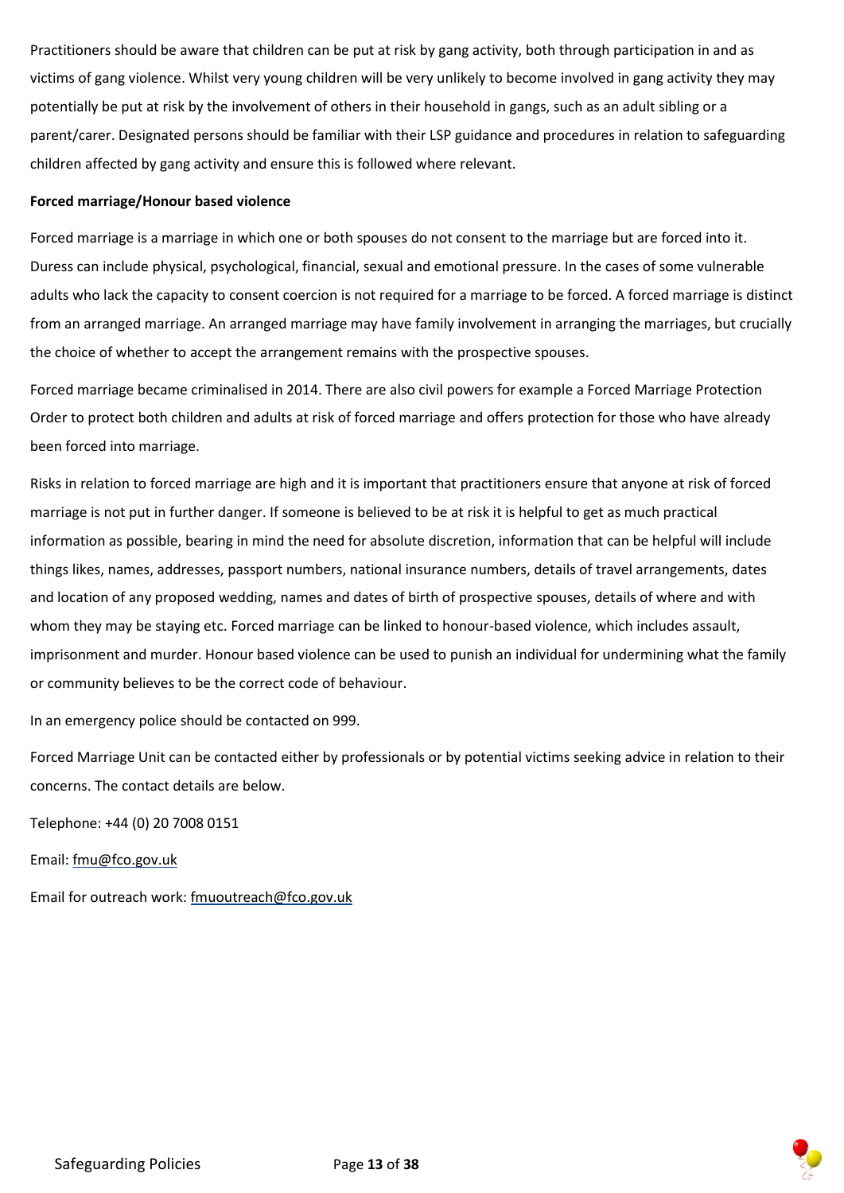Practitioners should be aware that children can be put at risk by gang activity, both through participation in and as victims of gang violence. Whilst very young children will be very unlikely to become involved in gang activity they may potentially be put at risk by the involvement of others in their household in gangs, such as an adult sibling or a parent/carer. Designated persons should be familiar with their LSP guidance and procedures in relation to safeguarding children affected by gang activity and ensure this is followed where relevant.

**Forced marriage/Honour based violence**

Forced marriage is a marriage in which one or both spouses do not consent to the marriage but are forced into it. Duress can include physical, psychological, financial, sexual and emotional pressure. In the cases of some vulnerable adults who lack the capacity to consent coercion is not required for a marriage to be forced. A forced marriage is distinct from an arranged marriage. An arranged marriage may have family involvement in arranging the marriages, but crucially the choice of whether to accept the arrangement remains with the prospective spouses.

Forced marriage became criminalised in 2014. There are also civil powers for example a Forced Marriage Protection Order to protect both children and adults at risk of forced marriage and offers protection for those who have already been forced into marriage.

Risks in relation to forced marriage are high and it is important that practitioners ensure that anyone at risk of forced marriage is not put in further danger. If someone is believed to be at risk it is helpful to get as much practical information as possible, bearing in mind the need for absolute discretion, information that can be helpful will include things likes, names, addresses, passport numbers, national insurance numbers, details of travel arrangements, dates and location of any proposed wedding, names and dates of birth of prospective spouses, details of where and with whom they may be staying etc. Forced marriage can be linked to honour-based violence, which includes assault, imprisonment and murder. Honour based violence can be used to punish an individual for undermining what the family or community believes to be the correct code of behaviour.

In an emergency police should be contacted on 999.

Forced Marriage Unit can be contacted either by professionals or by potential victims seeking advice in relation to their concerns. The contact details are below.

Telephone: +44 (0) 20 7008 0151

Email: fmu@fco.gov.uk

Email for outreach work: fmuoutreach@fco.gov.uk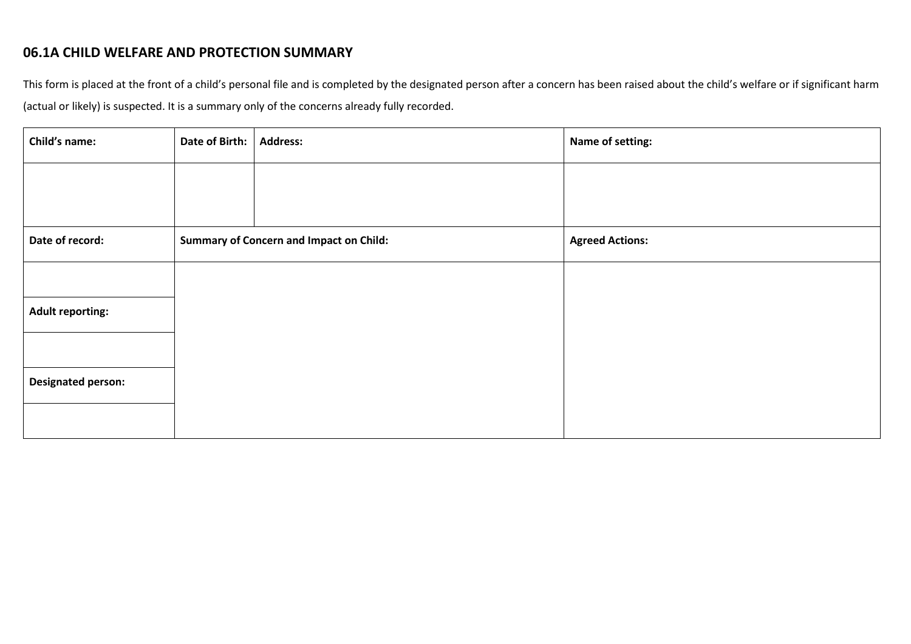## 06.1A CHILD WELFARE AND PROTECTION SUMMARY

This form is placed at the front of a child's personal file and is completed by the designated person after a concern has been raised about the child's welfare or if significant harm (actual or likely) is suspected. It is a summary only of the concerns already fully recorded.

| **Child's name:** | **Date of Birth:** | **Address:** | **Name of setting:** |
|---|---|---|---|
| | | | |
| **Date of record:** | **Summary of Concern and Impact on Child:** | | **Agreed Actions:** |
| | | | |
| **Adult reporting:** | | | |
| | | | |
| **Designated person:** | | | |
| | | | |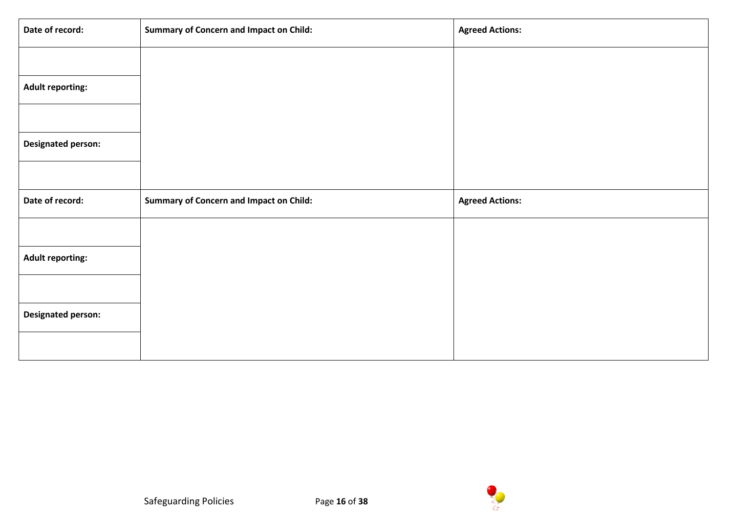| Date of record: | Summary of Concern and Impact on Child: | Agreed Actions: |
| --- | --- | --- |
| | | |
| **Adult reporting:** | | |
| | | |
| **Designated person:** | | |
| | | |

| Date of record: | Summary of Concern and Impact on Child: | Agreed Actions: |
| --- | --- | --- |
| | | |
| **Adult reporting:** | | |
| | | |
| **Designated person:** | | |
| | | |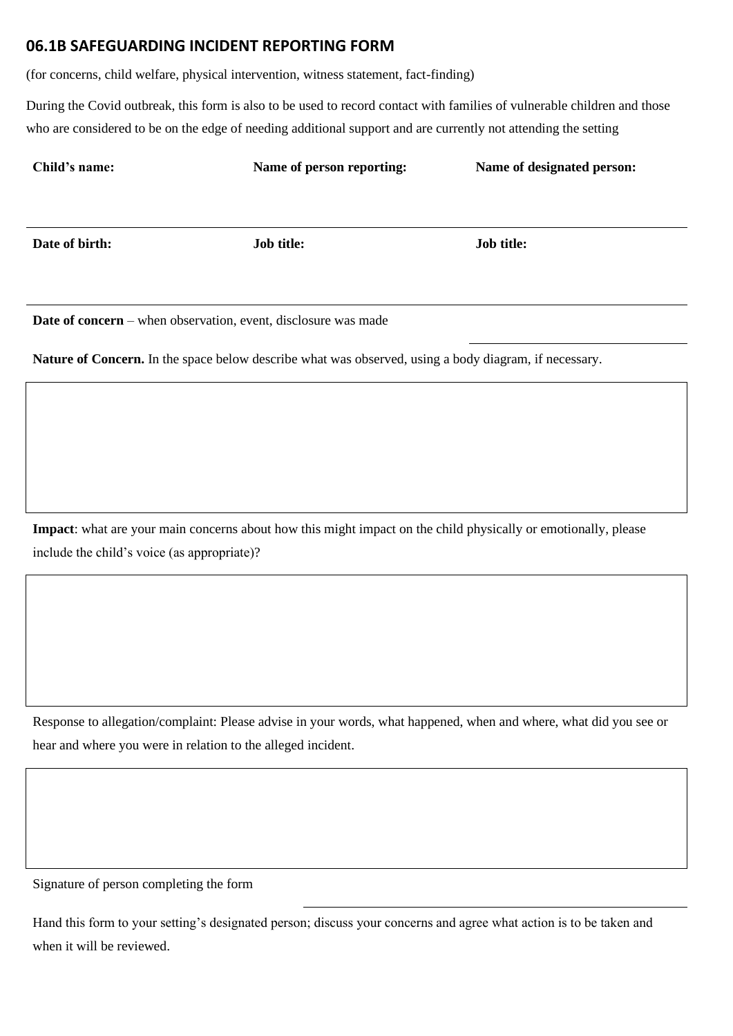## 06.1B SAFEGUARDING INCIDENT REPORTING FORM

(for concerns, child welfare, physical intervention, witness statement, fact-finding)

During the Covid outbreak, this form is also to be used to record contact with families of vulnerable children and those who are considered to be on the edge of needing additional support and are currently not attending the setting

| **Child's name:** | **Name of person reporting:** | **Name of designated person:** |
|---|---|---|
| | | |
| **Date of birth:** | **Job title:** | **Job title:** |
| | | |

**Date of concern** – when observation, event, disclosure was made

**Nature of Concern.** In the space below describe what was observed, using a body diagram, if necessary.

**Impact**: what are your main concerns about how this might impact on the child physically or emotionally, please include the child's voice (as appropriate)?

Response to allegation/complaint: Please advise in your words, what happened, when and where, what did you see or hear and where you were in relation to the alleged incident.

Signature of person completing the form

Hand this form to your setting's designated person; discuss your concerns and agree what action is to be taken and when it will be reviewed.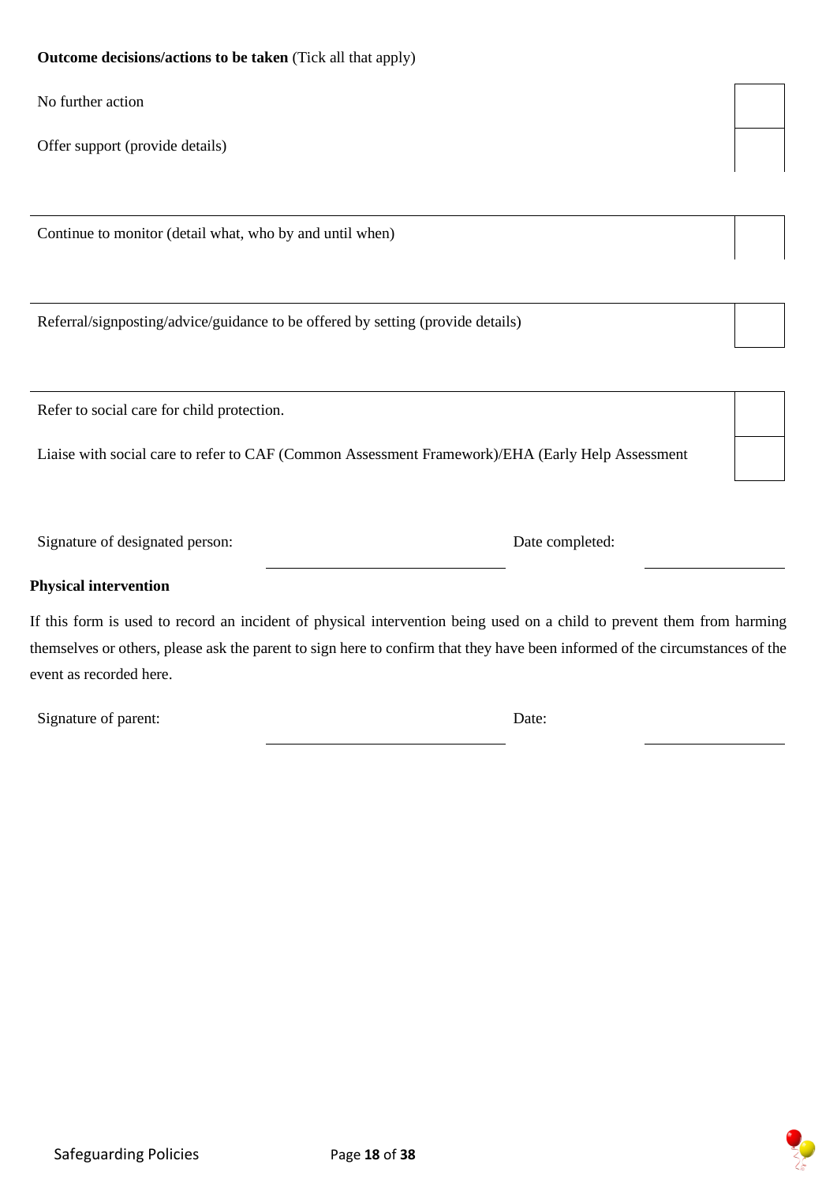**Outcome decisions/actions to be taken** (Tick all that apply)

| | |
|---|---|
| No further action | ☐ |
| Offer support (provide details) | ☐ |
| Continue to monitor (detail what, who by and until when) | ☐ |
| Referral/signposting/advice/guidance to be offered by setting (provide details) | ☐ |
| Refer to social care for child protection. | ☐ |
| Liaise with social care to refer to CAF (Common Assessment Framework)/EHA (Early Help Assessment | ☐ |

Signature of designated person: ______________________ Date completed: ______________

**Physical intervention**

If this form is used to record an incident of physical intervention being used on a child to prevent them from harming themselves or others, please ask the parent to sign here to confirm that they have been informed of the circumstances of the event as recorded here.

Signature of parent: ______________________ Date: ______________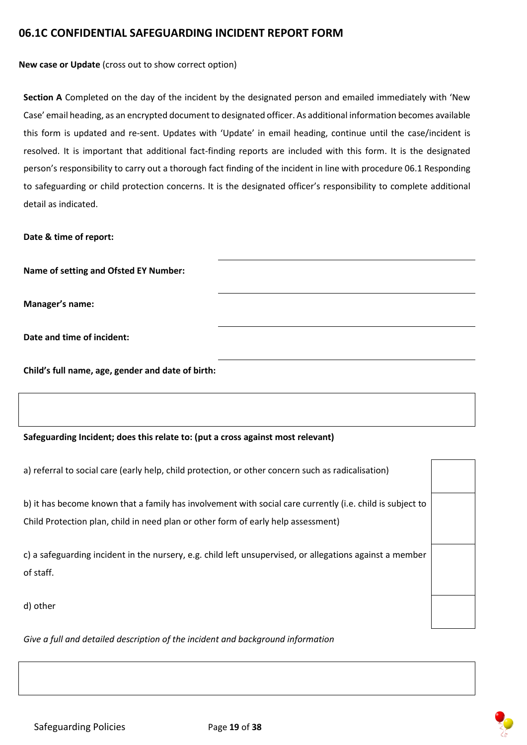## 06.1C CONFIDENTIAL SAFEGUARDING INCIDENT REPORT FORM

**New case or Update** (cross out to show correct option)

**Section A** Completed on the day of the incident by the designated person and emailed immediately with 'New Case' email heading, as an encrypted document to designated officer. As additional information becomes available this form is updated and re-sent. Updates with 'Update' in email heading, continue until the case/incident is resolved. It is important that additional fact-finding reports are included with this form. It is the designated person's responsibility to carry out a thorough fact finding of the incident in line with procedure 06.1 Responding to safeguarding or child protection concerns. It is the designated officer's responsibility to complete additional detail as indicated.

**Date & time of report:**

**Name of setting and Ofsted EY Number:**

**Manager's name:**

**Date and time of incident:**

**Child's full name, age, gender and date of birth:**

**Safeguarding Incident; does this relate to: (put a cross against most relevant)**

| | |
|---|---|
| a) referral to social care (early help, child protection, or other concern such as radicalisation) | |
| b) it has become known that a family has involvement with social care currently (i.e. child is subject to Child Protection plan, child in need plan or other form of early help assessment) | |
| c) a safeguarding incident in the nursery, e.g. child left unsupervised, or allegations against a member of staff. | |
| d) other | |

*Give a full and detailed description of the incident and background information*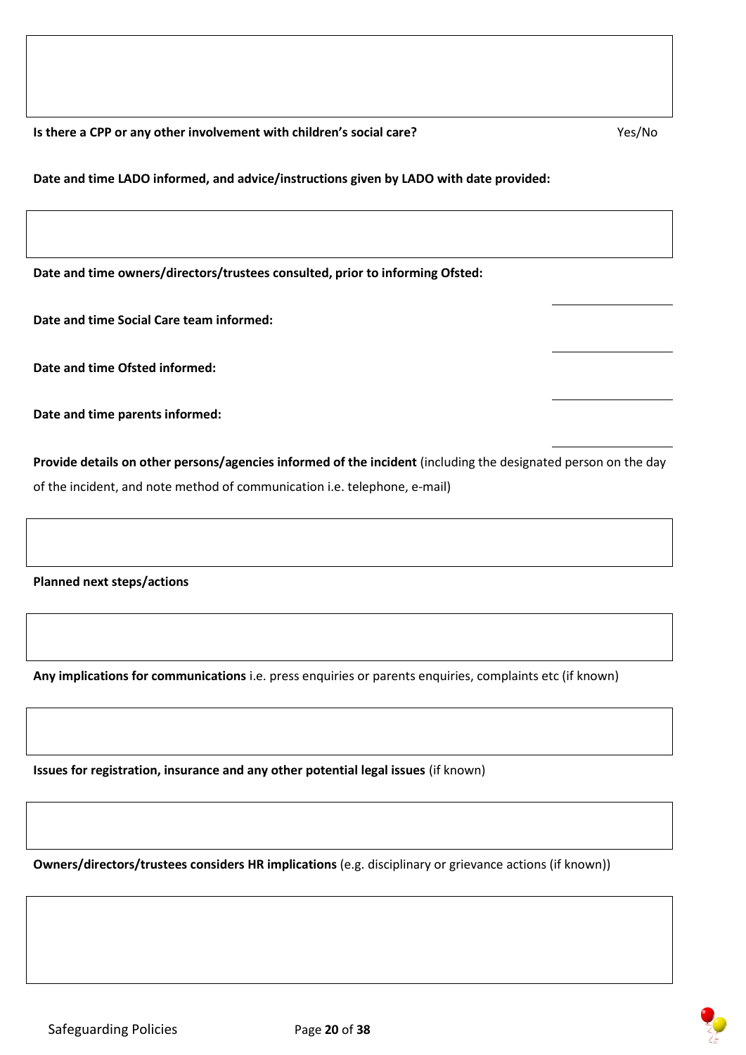**Is there a CPP or any other involvement with children's social care?** Yes/No

**Date and time LADO informed, and advice/instructions given by LADO with date provided:**

**Date and time owners/directors/trustees consulted, prior to informing Ofsted:**

**Date and time Social Care team informed:**

**Date and time Ofsted informed:**

**Date and time parents informed:**

**Provide details on other persons/agencies informed of the incident** (including the designated person on the day of the incident, and note method of communication i.e. telephone, e-mail)

**Planned next steps/actions**

**Any implications for communications** i.e. press enquiries or parents enquiries, complaints etc (if known)

**Issues for registration, insurance and any other potential legal issues** (if known)

**Owners/directors/trustees considers HR implications** (e.g. disciplinary or grievance actions (if known))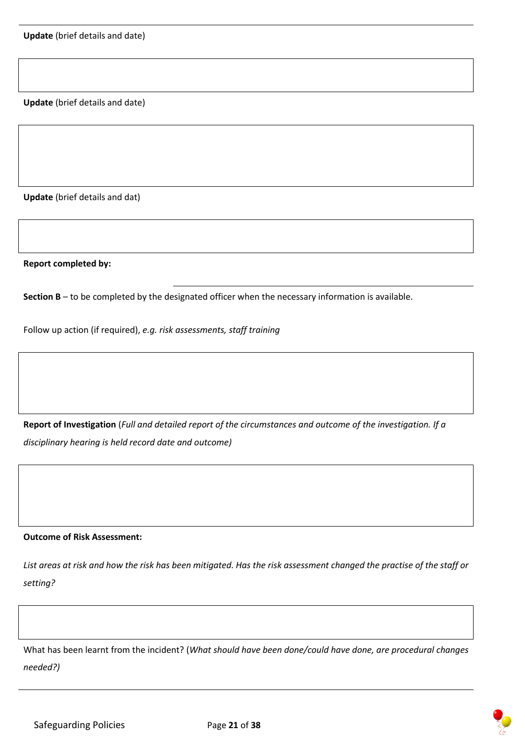**Update** (brief details and date)

**Update** (brief details and date)

**Update** (brief details and dat)

**Report completed by:**

**Section B** – to be completed by the designated officer when the necessary information is available.

Follow up action (if required), *e.g. risk assessments, staff training*

**Report of Investigation** (*Full and detailed report of the circumstances and outcome of the investigation. If a disciplinary hearing is held record date and outcome)*

**Outcome of Risk Assessment:**

*List areas at risk and how the risk has been mitigated. Has the risk assessment changed the practise of the staff or setting?*

What has been learnt from the incident? (*What should have been done/could have done, are procedural changes needed?)*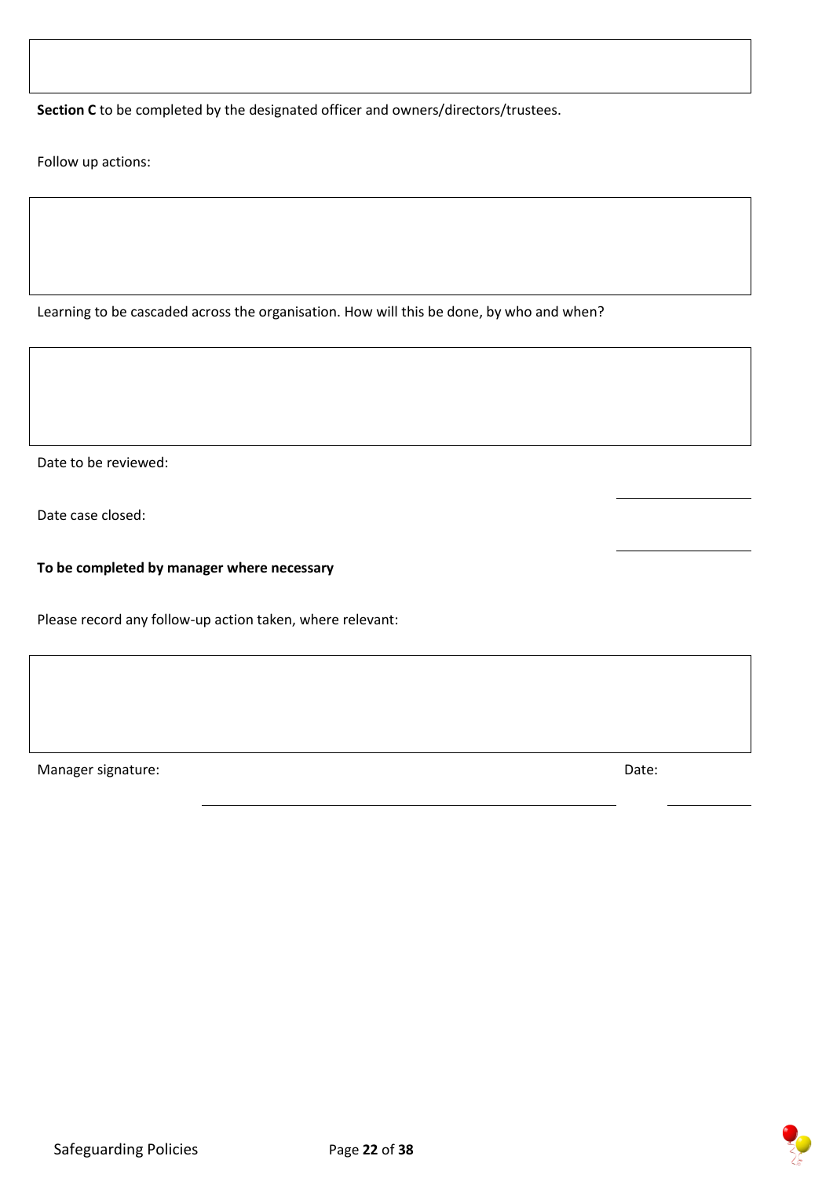**Section C** to be completed by the designated officer and owners/directors/trustees.

Follow up actions:

Learning to be cascaded across the organisation. How will this be done, by who and when?

Date to be reviewed: ____________

Date case closed: ____________

**To be completed by manager where necessary**

Please record any follow-up action taken, where relevant:

Manager signature: ______________________________ Date: ____________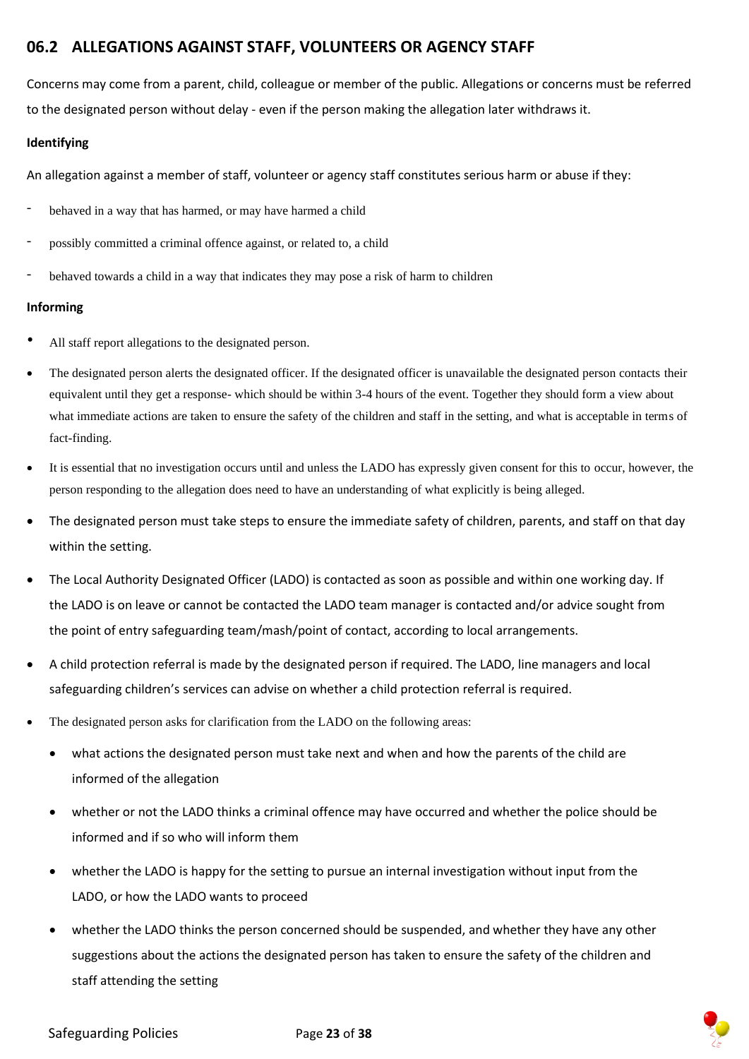## 06.2 ALLEGATIONS AGAINST STAFF, VOLUNTEERS OR AGENCY STAFF

Concerns may come from a parent, child, colleague or member of the public. Allegations or concerns must be referred to the designated person without delay - even if the person making the allegation later withdraws it.

**Identifying**

An allegation against a member of staff, volunteer or agency staff constitutes serious harm or abuse if they:

- behaved in a way that has harmed, or may have harmed a child
- possibly committed a criminal offence against, or related to, a child
- behaved towards a child in a way that indicates they may pose a risk of harm to children

**Informing**

- All staff report allegations to the designated person.
- The designated person alerts the designated officer. If the designated officer is unavailable the designated person contacts their equivalent until they get a response- which should be within 3-4 hours of the event. Together they should form a view about what immediate actions are taken to ensure the safety of the children and staff in the setting, and what is acceptable in terms of fact-finding.
- It is essential that no investigation occurs until and unless the LADO has expressly given consent for this to occur, however, the person responding to the allegation does need to have an understanding of what explicitly is being alleged.
- The designated person must take steps to ensure the immediate safety of children, parents, and staff on that day within the setting.
- The Local Authority Designated Officer (LADO) is contacted as soon as possible and within one working day. If the LADO is on leave or cannot be contacted the LADO team manager is contacted and/or advice sought from the point of entry safeguarding team/mash/point of contact, according to local arrangements.
- A child protection referral is made by the designated person if required. The LADO, line managers and local safeguarding children's services can advise on whether a child protection referral is required.
- The designated person asks for clarification from the LADO on the following areas:
  - what actions the designated person must take next and when and how the parents of the child are informed of the allegation
  - whether or not the LADO thinks a criminal offence may have occurred and whether the police should be informed and if so who will inform them
  - whether the LADO is happy for the setting to pursue an internal investigation without input from the LADO, or how the LADO wants to proceed
  - whether the LADO thinks the person concerned should be suspended, and whether they have any other suggestions about the actions the designated person has taken to ensure the safety of the children and staff attending the setting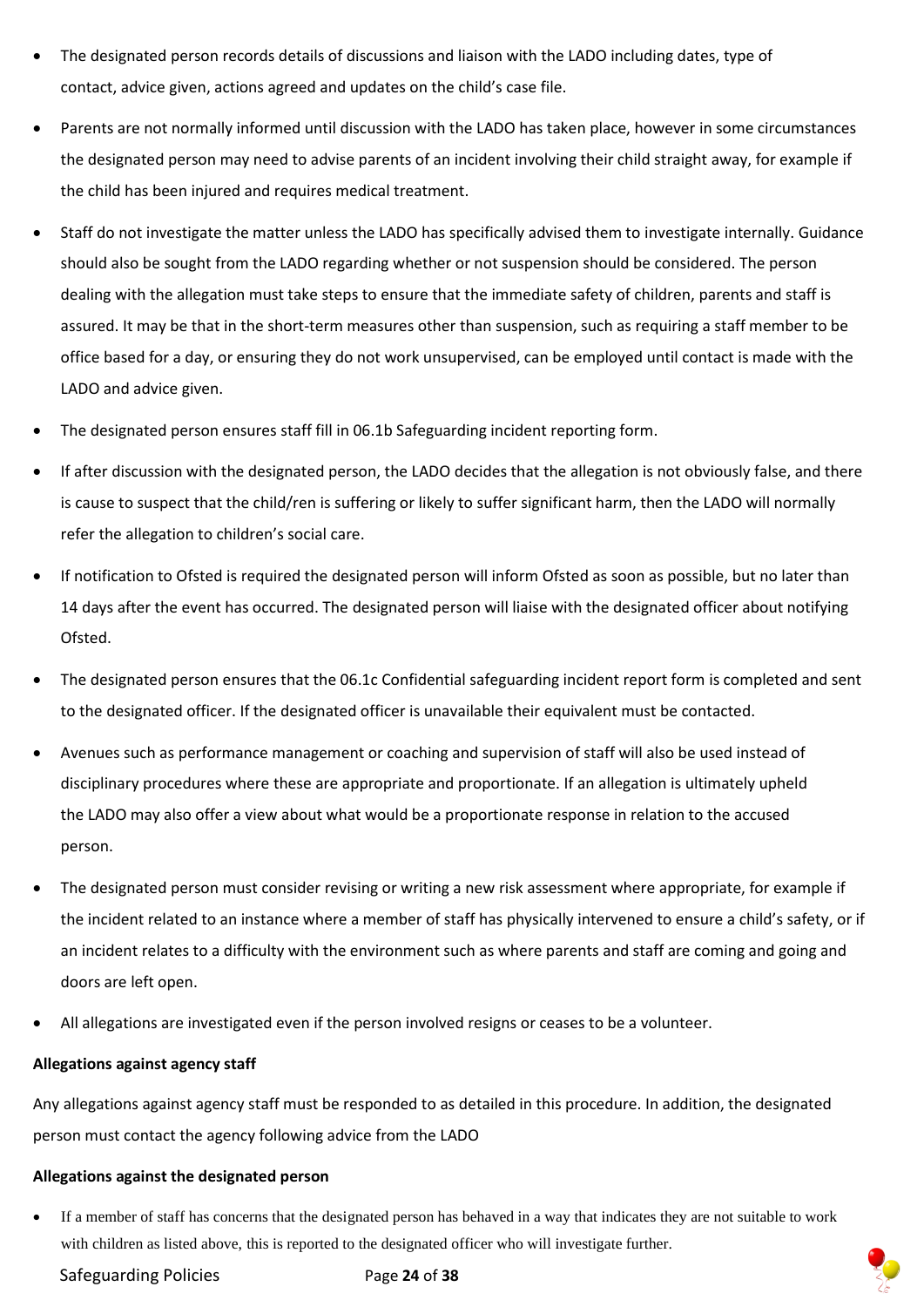- The designated person records details of discussions and liaison with the LADO including dates, type of contact, advice given, actions agreed and updates on the child's case file.
- Parents are not normally informed until discussion with the LADO has taken place, however in some circumstances the designated person may need to advise parents of an incident involving their child straight away, for example if the child has been injured and requires medical treatment.
- Staff do not investigate the matter unless the LADO has specifically advised them to investigate internally. Guidance should also be sought from the LADO regarding whether or not suspension should be considered. The person dealing with the allegation must take steps to ensure that the immediate safety of children, parents and staff is assured. It may be that in the short-term measures other than suspension, such as requiring a staff member to be office based for a day, or ensuring they do not work unsupervised, can be employed until contact is made with the LADO and advice given.
- The designated person ensures staff fill in 06.1b Safeguarding incident reporting form.
- If after discussion with the designated person, the LADO decides that the allegation is not obviously false, and there is cause to suspect that the child/ren is suffering or likely to suffer significant harm, then the LADO will normally refer the allegation to children's social care.
- If notification to Ofsted is required the designated person will inform Ofsted as soon as possible, but no later than 14 days after the event has occurred. The designated person will liaise with the designated officer about notifying Ofsted.
- The designated person ensures that the 06.1c Confidential safeguarding incident report form is completed and sent to the designated officer. If the designated officer is unavailable their equivalent must be contacted.
- Avenues such as performance management or coaching and supervision of staff will also be used instead of disciplinary procedures where these are appropriate and proportionate. If an allegation is ultimately upheld the LADO may also offer a view about what would be a proportionate response in relation to the accused person.
- The designated person must consider revising or writing a new risk assessment where appropriate, for example if the incident related to an instance where a member of staff has physically intervened to ensure a child's safety, or if an incident relates to a difficulty with the environment such as where parents and staff are coming and going and doors are left open.
- All allegations are investigated even if the person involved resigns or ceases to be a volunteer.

**Allegations against agency staff**

Any allegations against agency staff must be responded to as detailed in this procedure. In addition, the designated person must contact the agency following advice from the LADO

**Allegations against the designated person**

- If a member of staff has concerns that the designated person has behaved in a way that indicates they are not suitable to work with children as listed above, this is reported to the designated officer who will investigate further.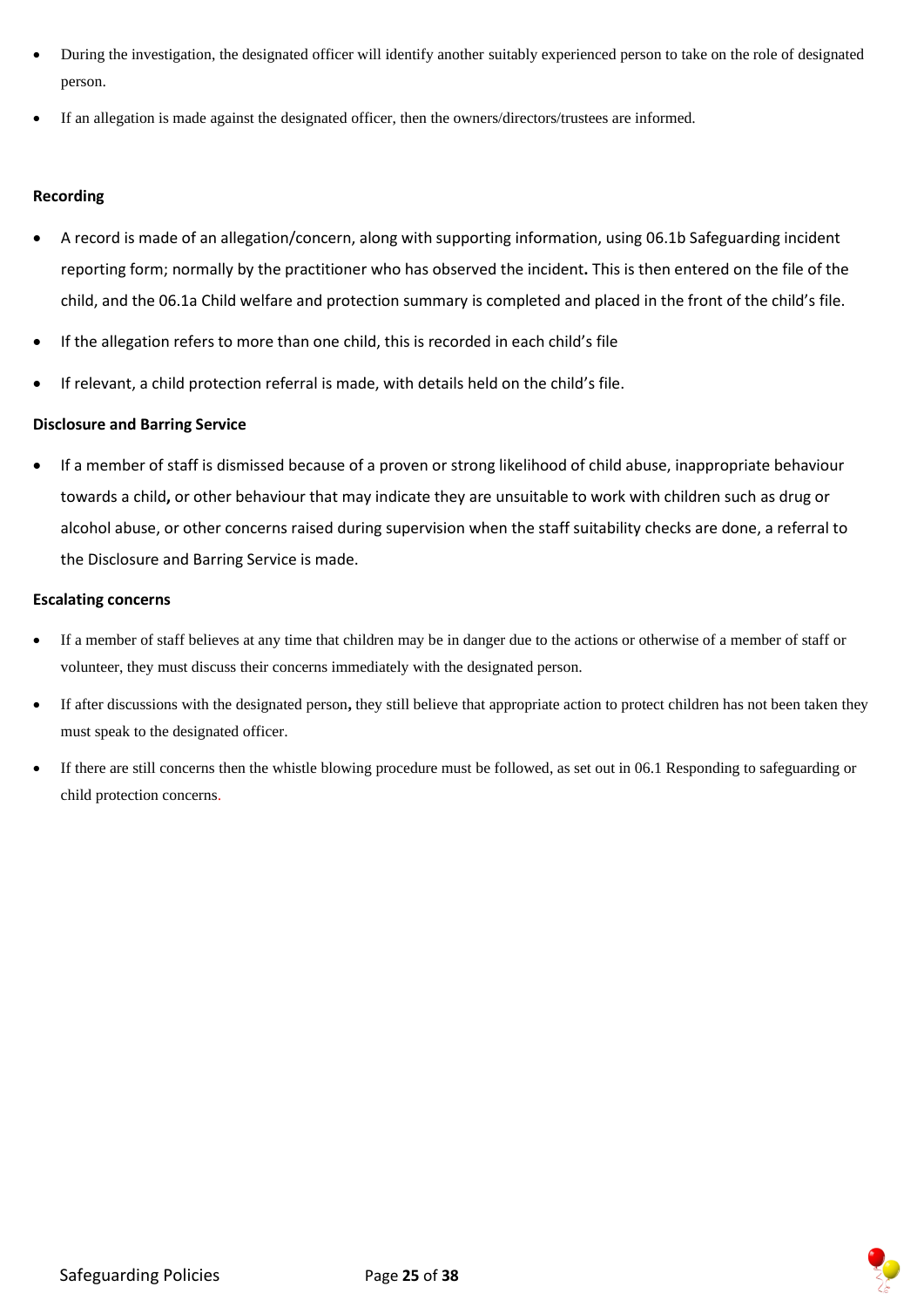- During the investigation, the designated officer will identify another suitably experienced person to take on the role of designated person.
- If an allegation is made against the designated officer, then the owners/directors/trustees are informed.

**Recording**

- A record is made of an allegation/concern, along with supporting information, using 06.1b Safeguarding incident reporting form; normally by the practitioner who has observed the incident**.** This is then entered on the file of the child, and the 06.1a Child welfare and protection summary is completed and placed in the front of the child's file.
- If the allegation refers to more than one child, this is recorded in each child's file
- If relevant, a child protection referral is made, with details held on the child's file.

**Disclosure and Barring Service**

- If a member of staff is dismissed because of a proven or strong likelihood of child abuse, inappropriate behaviour towards a child**,** or other behaviour that may indicate they are unsuitable to work with children such as drug or alcohol abuse, or other concerns raised during supervision when the staff suitability checks are done, a referral to the Disclosure and Barring Service is made.

**Escalating concerns**

- If a member of staff believes at any time that children may be in danger due to the actions or otherwise of a member of staff or volunteer, they must discuss their concerns immediately with the designated person.
- If after discussions with the designated person**,** they still believe that appropriate action to protect children has not been taken they must speak to the designated officer.
- If there are still concerns then the whistle blowing procedure must be followed, as set out in 06.1 Responding to safeguarding or child protection concerns.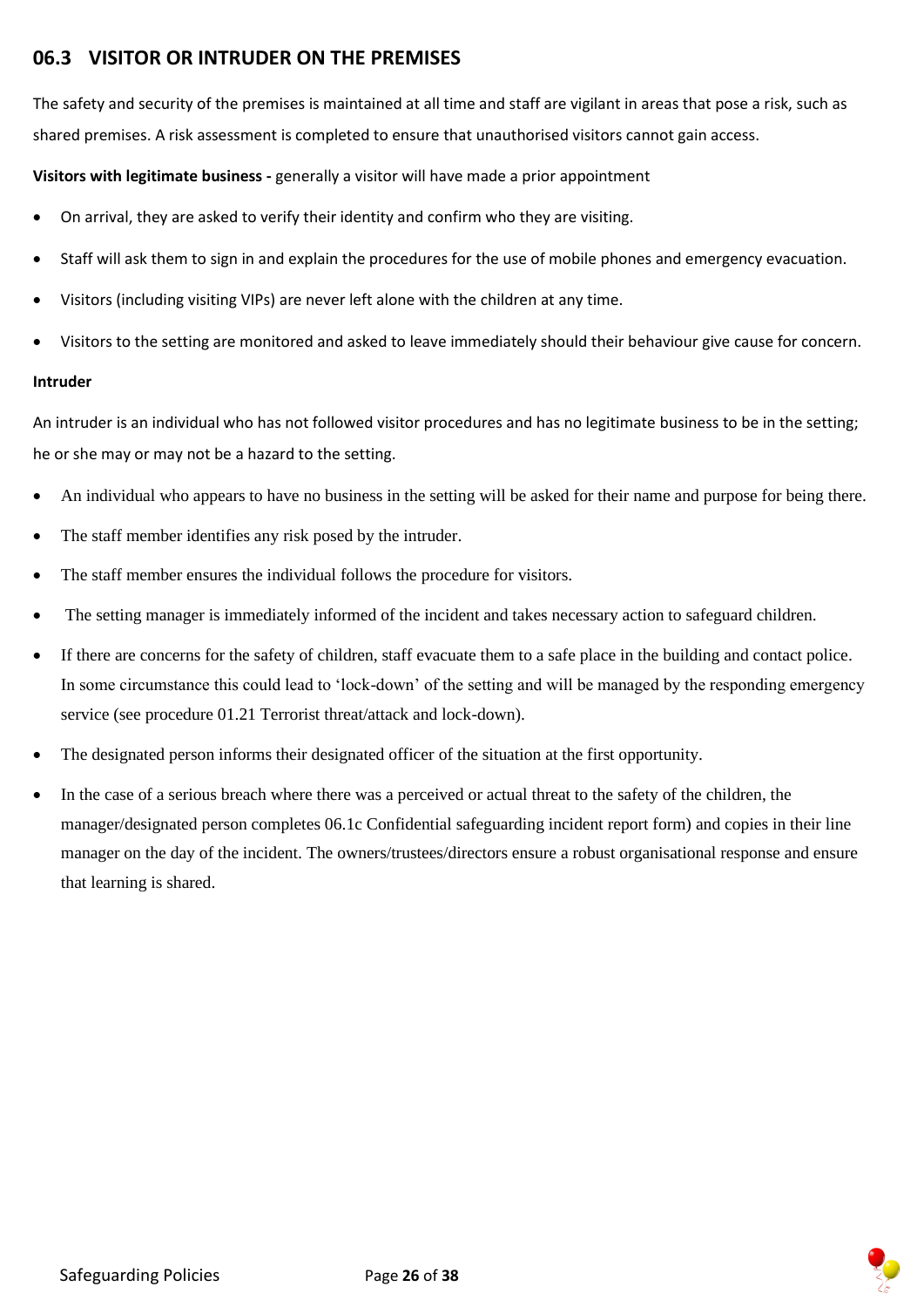## 06.3 VISITOR OR INTRUDER ON THE PREMISES

The safety and security of the premises is maintained at all time and staff are vigilant in areas that pose a risk, such as shared premises. A risk assessment is completed to ensure that unauthorised visitors cannot gain access.

**Visitors with legitimate business -** generally a visitor will have made a prior appointment

- On arrival, they are asked to verify their identity and confirm who they are visiting.
- Staff will ask them to sign in and explain the procedures for the use of mobile phones and emergency evacuation.
- Visitors (including visiting VIPs) are never left alone with the children at any time.
- Visitors to the setting are monitored and asked to leave immediately should their behaviour give cause for concern.

**Intruder**

An intruder is an individual who has not followed visitor procedures and has no legitimate business to be in the setting; he or she may or may not be a hazard to the setting.

- An individual who appears to have no business in the setting will be asked for their name and purpose for being there.
- The staff member identifies any risk posed by the intruder.
- The staff member ensures the individual follows the procedure for visitors.
- The setting manager is immediately informed of the incident and takes necessary action to safeguard children.
- If there are concerns for the safety of children, staff evacuate them to a safe place in the building and contact police. In some circumstance this could lead to 'lock-down' of the setting and will be managed by the responding emergency service (see procedure 01.21 Terrorist threat/attack and lock-down).
- The designated person informs their designated officer of the situation at the first opportunity.
- In the case of a serious breach where there was a perceived or actual threat to the safety of the children, the manager/designated person completes 06.1c Confidential safeguarding incident report form) and copies in their line manager on the day of the incident. The owners/trustees/directors ensure a robust organisational response and ensure that learning is shared.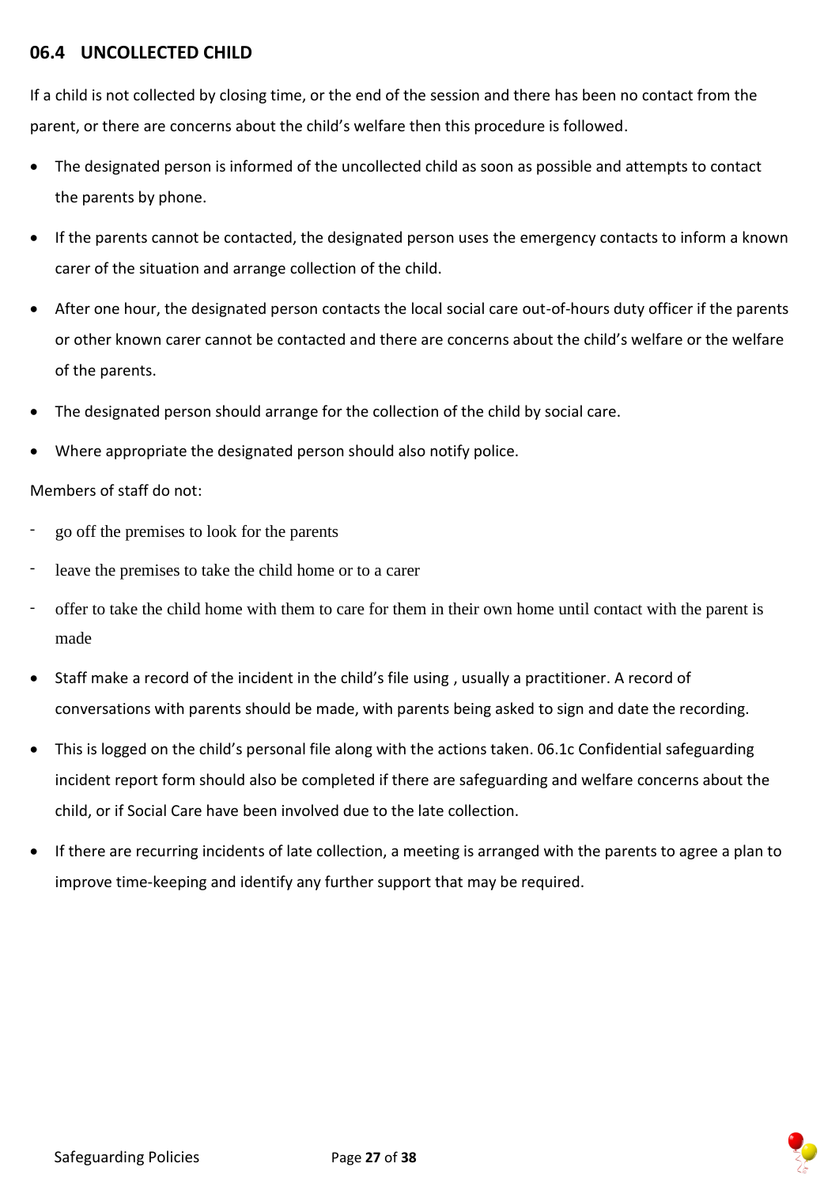## 06.4 UNCOLLECTED CHILD

If a child is not collected by closing time, or the end of the session and there has been no contact from the parent, or there are concerns about the child's welfare then this procedure is followed.

- The designated person is informed of the uncollected child as soon as possible and attempts to contact the parents by phone.
- If the parents cannot be contacted, the designated person uses the emergency contacts to inform a known carer of the situation and arrange collection of the child.
- After one hour, the designated person contacts the local social care out-of-hours duty officer if the parents or other known carer cannot be contacted and there are concerns about the child's welfare or the welfare of the parents.
- The designated person should arrange for the collection of the child by social care.
- Where appropriate the designated person should also notify police.

Members of staff do not:

- go off the premises to look for the parents
- leave the premises to take the child home or to a carer
- offer to take the child home with them to care for them in their own home until contact with the parent is made

- Staff make a record of the incident in the child's file using , usually a practitioner. A record of conversations with parents should be made, with parents being asked to sign and date the recording.
- This is logged on the child's personal file along with the actions taken. 06.1c Confidential safeguarding incident report form should also be completed if there are safeguarding and welfare concerns about the child, or if Social Care have been involved due to the late collection.
- If there are recurring incidents of late collection, a meeting is arranged with the parents to agree a plan to improve time-keeping and identify any further support that may be required.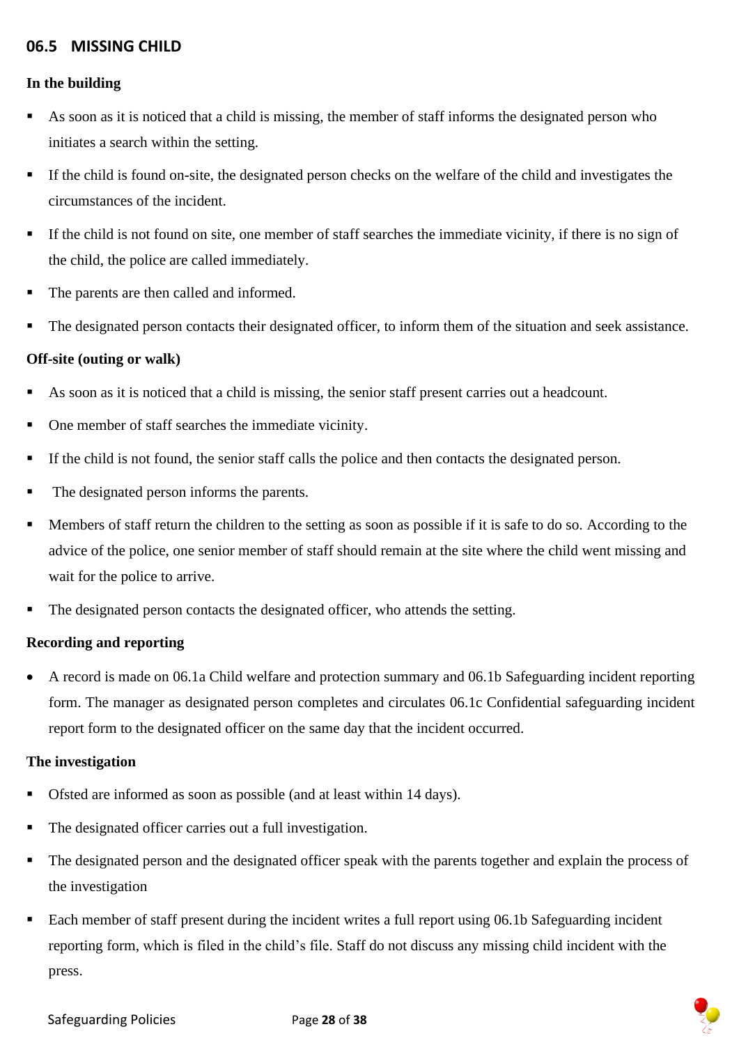## 06.5 MISSING CHILD

**In the building**

- As soon as it is noticed that a child is missing, the member of staff informs the designated person who initiates a search within the setting.
- If the child is found on-site, the designated person checks on the welfare of the child and investigates the circumstances of the incident.
- If the child is not found on site, one member of staff searches the immediate vicinity, if there is no sign of the child, the police are called immediately.
- The parents are then called and informed.
- The designated person contacts their designated officer, to inform them of the situation and seek assistance.

**Off-site (outing or walk)**

- As soon as it is noticed that a child is missing, the senior staff present carries out a headcount.
- One member of staff searches the immediate vicinity.
- If the child is not found, the senior staff calls the police and then contacts the designated person.
- The designated person informs the parents.
- Members of staff return the children to the setting as soon as possible if it is safe to do so. According to the advice of the police, one senior member of staff should remain at the site where the child went missing and wait for the police to arrive.
- The designated person contacts the designated officer, who attends the setting.

**Recording and reporting**

- A record is made on 06.1a Child welfare and protection summary and 06.1b Safeguarding incident reporting form. The manager as designated person completes and circulates 06.1c Confidential safeguarding incident report form to the designated officer on the same day that the incident occurred.

**The investigation**

- Ofsted are informed as soon as possible (and at least within 14 days).
- The designated officer carries out a full investigation.
- The designated person and the designated officer speak with the parents together and explain the process of the investigation
- Each member of staff present during the incident writes a full report using 06.1b Safeguarding incident reporting form, which is filed in the child's file. Staff do not discuss any missing child incident with the press.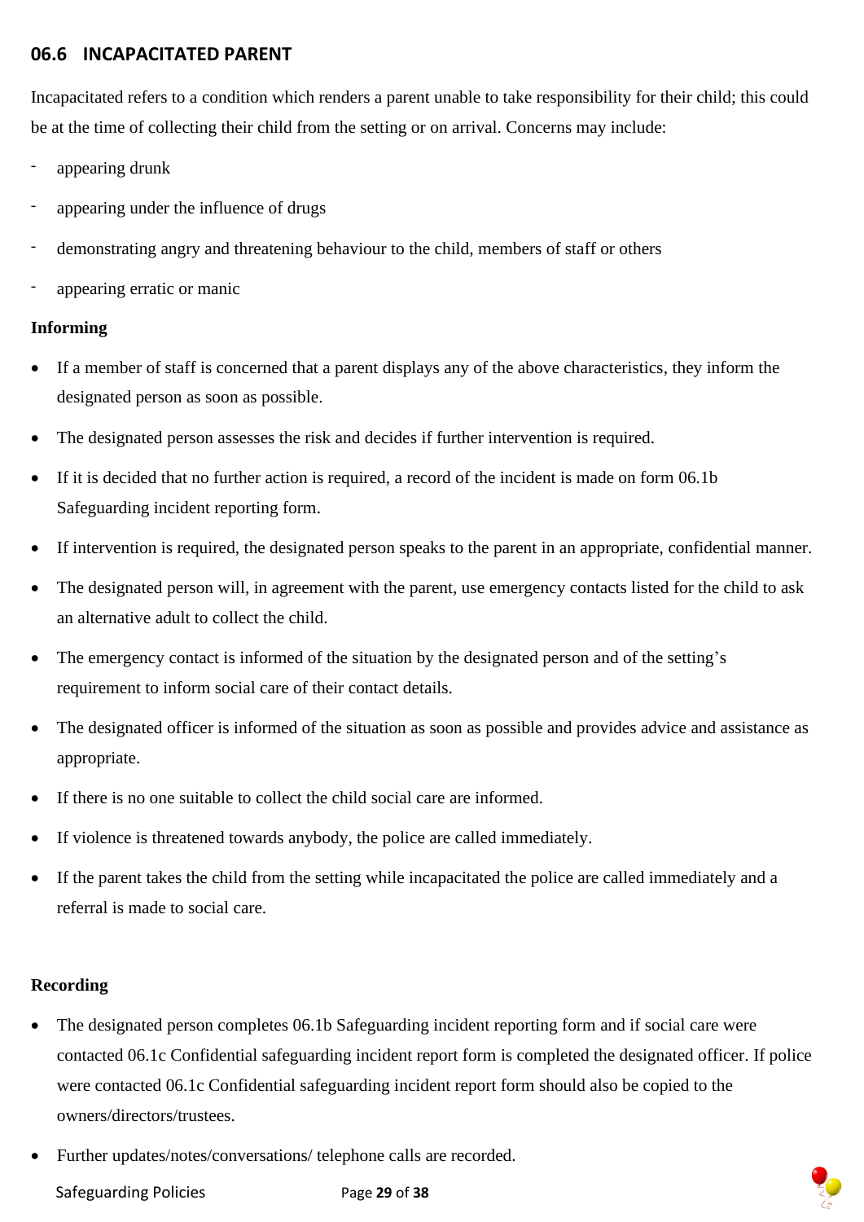## 06.6 INCAPACITATED PARENT

Incapacitated refers to a condition which renders a parent unable to take responsibility for their child; this could be at the time of collecting their child from the setting or on arrival. Concerns may include:

- appearing drunk
- appearing under the influence of drugs
- demonstrating angry and threatening behaviour to the child, members of staff or others
- appearing erratic or manic

**Informing**

- If a member of staff is concerned that a parent displays any of the above characteristics, they inform the designated person as soon as possible.
- The designated person assesses the risk and decides if further intervention is required.
- If it is decided that no further action is required, a record of the incident is made on form 06.1b Safeguarding incident reporting form.
- If intervention is required, the designated person speaks to the parent in an appropriate, confidential manner.
- The designated person will, in agreement with the parent, use emergency contacts listed for the child to ask an alternative adult to collect the child.
- The emergency contact is informed of the situation by the designated person and of the setting's requirement to inform social care of their contact details.
- The designated officer is informed of the situation as soon as possible and provides advice and assistance as appropriate.
- If there is no one suitable to collect the child social care are informed.
- If violence is threatened towards anybody, the police are called immediately.
- If the parent takes the child from the setting while incapacitated the police are called immediately and a referral is made to social care.

**Recording**

- The designated person completes 06.1b Safeguarding incident reporting form and if social care were contacted 06.1c Confidential safeguarding incident report form is completed the designated officer. If police were contacted 06.1c Confidential safeguarding incident report form should also be copied to the owners/directors/trustees.
- Further updates/notes/conversations/ telephone calls are recorded.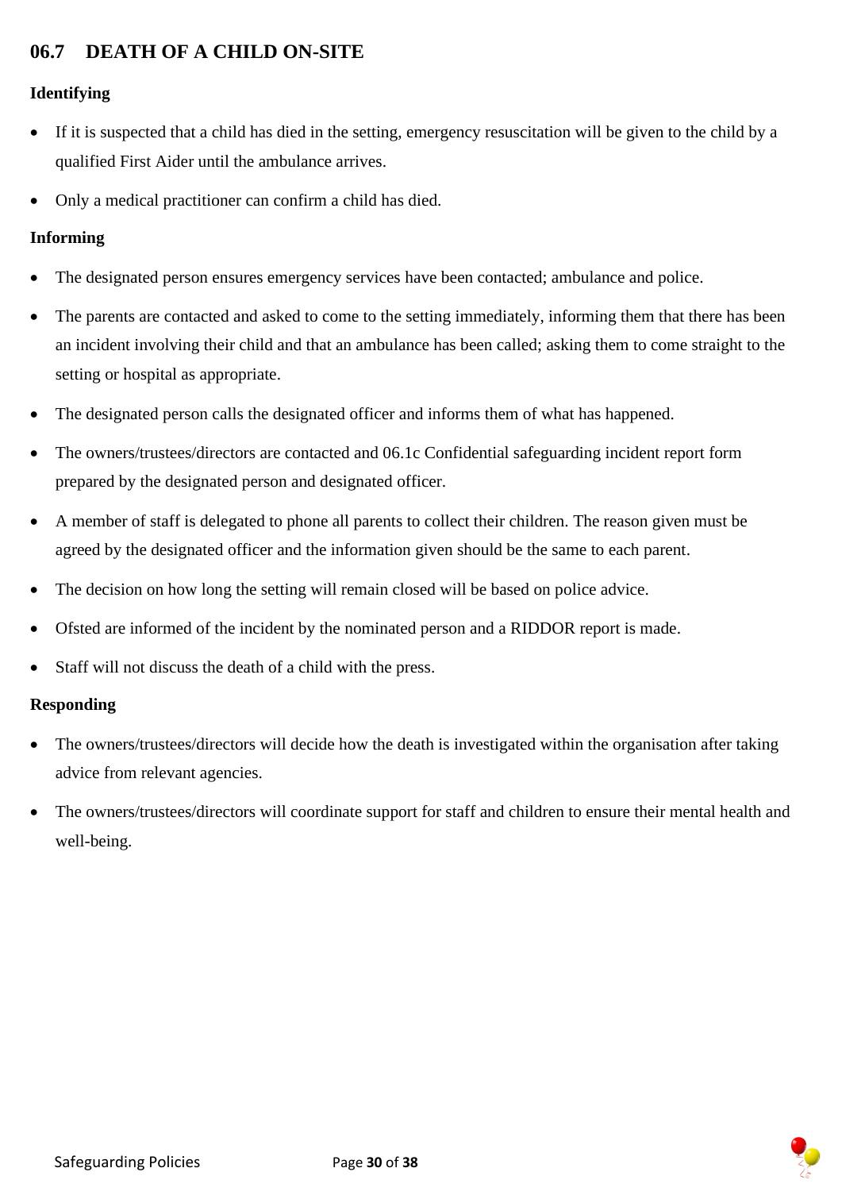## 06.7 DEATH OF A CHILD ON-SITE

**Identifying**

- If it is suspected that a child has died in the setting, emergency resuscitation will be given to the child by a qualified First Aider until the ambulance arrives.
- Only a medical practitioner can confirm a child has died.

**Informing**

- The designated person ensures emergency services have been contacted; ambulance and police.
- The parents are contacted and asked to come to the setting immediately, informing them that there has been an incident involving their child and that an ambulance has been called; asking them to come straight to the setting or hospital as appropriate.
- The designated person calls the designated officer and informs them of what has happened.
- The owners/trustees/directors are contacted and 06.1c Confidential safeguarding incident report form prepared by the designated person and designated officer.
- A member of staff is delegated to phone all parents to collect their children. The reason given must be agreed by the designated officer and the information given should be the same to each parent.
- The decision on how long the setting will remain closed will be based on police advice.
- Ofsted are informed of the incident by the nominated person and a RIDDOR report is made.
- Staff will not discuss the death of a child with the press.

**Responding**

- The owners/trustees/directors will decide how the death is investigated within the organisation after taking advice from relevant agencies.
- The owners/trustees/directors will coordinate support for staff and children to ensure their mental health and well-being.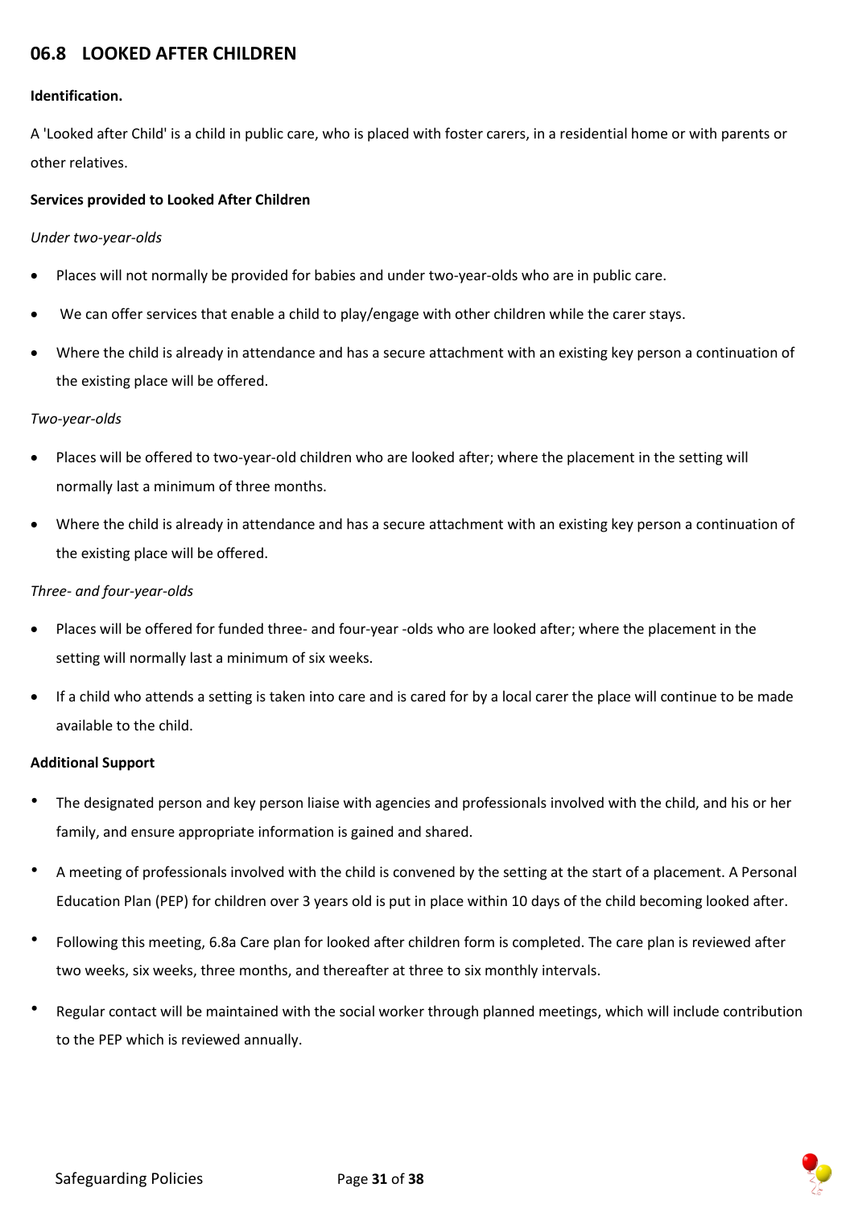## 06.8 LOOKED AFTER CHILDREN

**Identification.**

A 'Looked after Child' is a child in public care, who is placed with foster carers, in a residential home or with parents or other relatives.

**Services provided to Looked After Children**

*Under two-year-olds*

- Places will not normally be provided for babies and under two-year-olds who are in public care.
- We can offer services that enable a child to play/engage with other children while the carer stays.
- Where the child is already in attendance and has a secure attachment with an existing key person a continuation of the existing place will be offered.

*Two-year-olds*

- Places will be offered to two-year-old children who are looked after; where the placement in the setting will normally last a minimum of three months.
- Where the child is already in attendance and has a secure attachment with an existing key person a continuation of the existing place will be offered.

*Three- and four-year-olds*

- Places will be offered for funded three- and four-year -olds who are looked after; where the placement in the setting will normally last a minimum of six weeks.
- If a child who attends a setting is taken into care and is cared for by a local carer the place will continue to be made available to the child.

**Additional Support**

- The designated person and key person liaise with agencies and professionals involved with the child, and his or her family, and ensure appropriate information is gained and shared.
- A meeting of professionals involved with the child is convened by the setting at the start of a placement. A Personal Education Plan (PEP) for children over 3 years old is put in place within 10 days of the child becoming looked after.
- Following this meeting, 6.8a Care plan for looked after children form is completed. The care plan is reviewed after two weeks, six weeks, three months, and thereafter at three to six monthly intervals.
- Regular contact will be maintained with the social worker through planned meetings, which will include contribution to the PEP which is reviewed annually.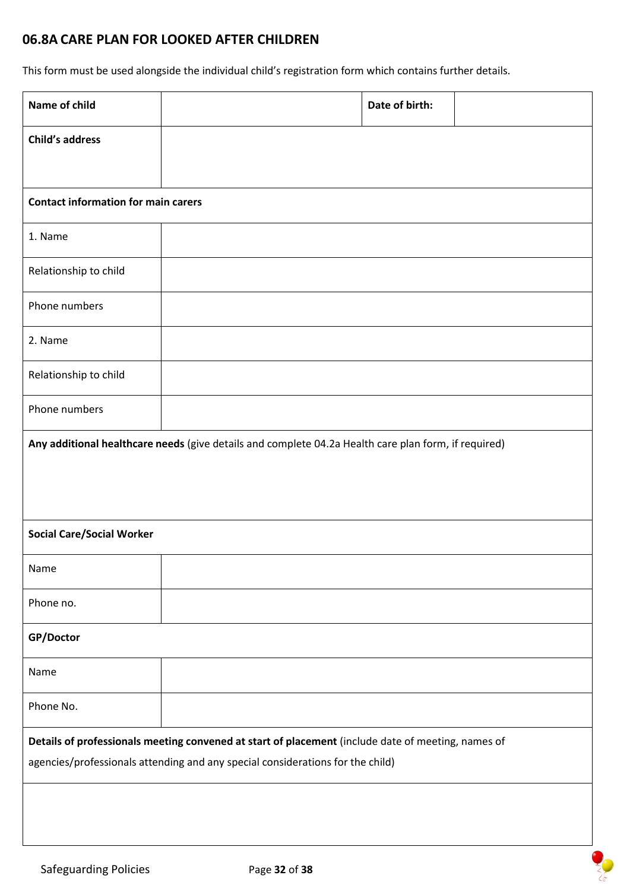## 06.8A CARE PLAN FOR LOOKED AFTER CHILDREN

This form must be used alongside the individual child's registration form which contains further details.

| **Name of child** | | **Date of birth:** | |
|---|---|---|---|
| **Child's address** | | | |
| **Contact information for main carers** | | | |
| 1. Name | | | |
| Relationship to child | | | |
| Phone numbers | | | |
| 2. Name | | | |
| Relationship to child | | | |
| Phone numbers | | | |
| **Any additional healthcare needs** (give details and complete 04.2a Health care plan form, if required) | | | |
| **Social Care/Social Worker** | | | |
| Name | | | |
| Phone no. | | | |
| **GP/Doctor** | | | |
| Name | | | |
| Phone No. | | | |
| **Details of professionals meeting convened at start of placement** (include date of meeting, names of agencies/professionals attending and any special considerations for the child) | | | |
| | | | |

Safeguarding Policies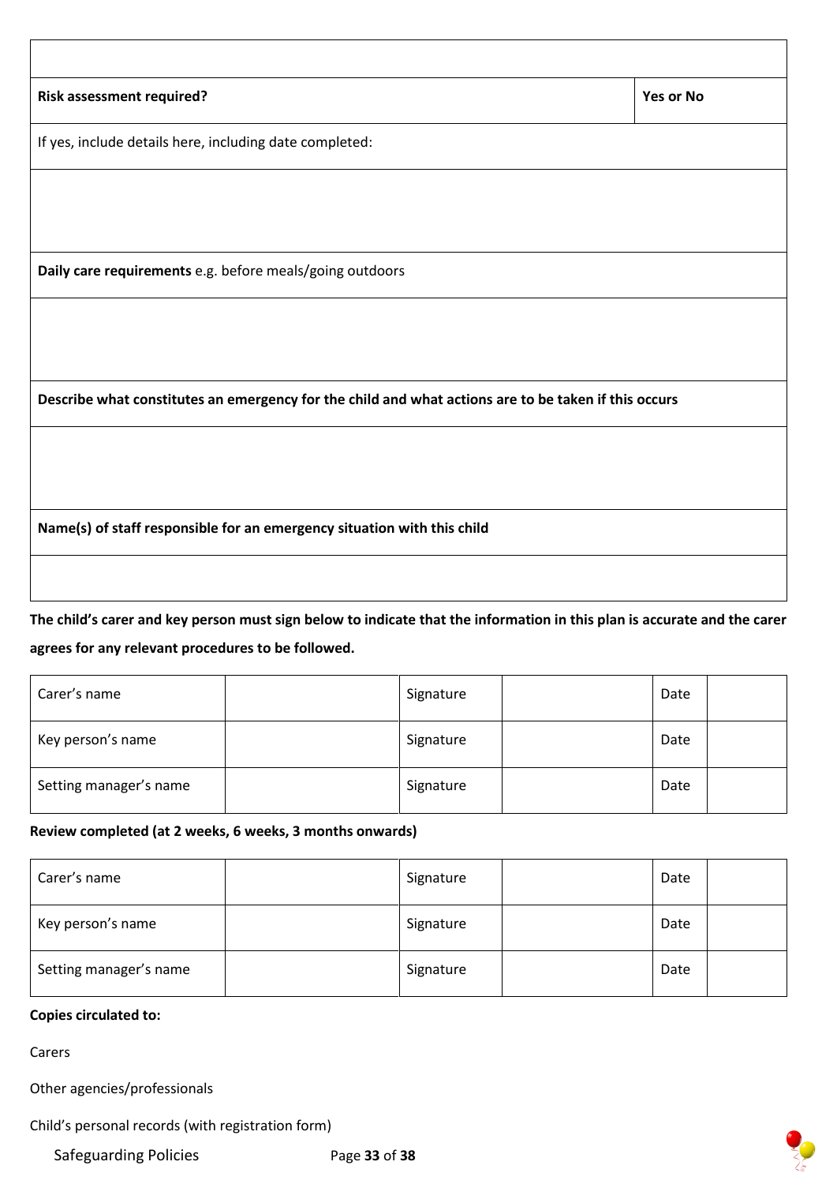| | |
|---|---|
| | |
| **Risk assessment required?** | **Yes or No** |
| If yes, include details here, including date completed: | |
| | |
| **Daily care requirements** e.g. before meals/going outdoors | |
| | |
| **Describe what constitutes an emergency for the child and what actions are to be taken if this occurs** | |
| | |
| **Name(s) of staff responsible for an emergency situation with this child** | |
| | |

**The child's carer and key person must sign below to indicate that the information in this plan is accurate and the carer agrees for any relevant procedures to be followed.**

| | | | | | |
|---|---|---|---|---|---|
| Carer's name | | Signature | | Date | |
| Key person's name | | Signature | | Date | |
| Setting manager's name | | Signature | | Date | |

**Review completed (at 2 weeks, 6 weeks, 3 months onwards)**

| | | | | | |
|---|---|---|---|---|---|
| Carer's name | | Signature | | Date | |
| Key person's name | | Signature | | Date | |
| Setting manager's name | | Signature | | Date | |

**Copies circulated to:**

Carers

Other agencies/professionals

Child's personal records (with registration form)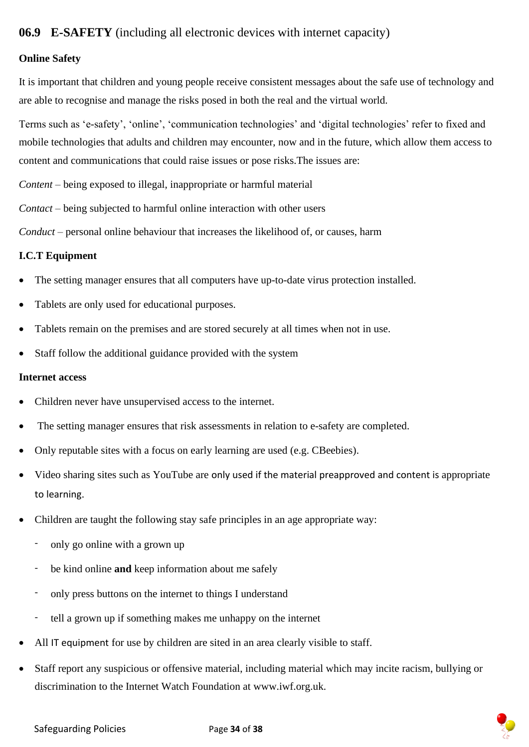## 06.9 **E-SAFETY** (including all electronic devices with internet capacity)

**Online Safety**

It is important that children and young people receive consistent messages about the safe use of technology and are able to recognise and manage the risks posed in both the real and the virtual world.

Terms such as 'e-safety', 'online', 'communication technologies' and 'digital technologies' refer to fixed and mobile technologies that adults and children may encounter, now and in the future, which allow them access to content and communications that could raise issues or pose risks.The issues are:

*Content* – being exposed to illegal, inappropriate or harmful material

*Contact* – being subjected to harmful online interaction with other users

*Conduct* – personal online behaviour that increases the likelihood of, or causes, harm

**I.C.T Equipment**

- The setting manager ensures that all computers have up-to-date virus protection installed.
- Tablets are only used for educational purposes.
- Tablets remain on the premises and are stored securely at all times when not in use.
- Staff follow the additional guidance provided with the system

**Internet access**

- Children never have unsupervised access to the internet.
- The setting manager ensures that risk assessments in relation to e-safety are completed.
- Only reputable sites with a focus on early learning are used (e.g. CBeebies).
- Video sharing sites such as YouTube are only used if the material preapproved and content is appropriate to learning.
- Children are taught the following stay safe principles in an age appropriate way:
  - only go online with a grown up
  - be kind online **and** keep information about me safely
  - only press buttons on the internet to things I understand
  - tell a grown up if something makes me unhappy on the internet
- All IT equipment for use by children are sited in an area clearly visible to staff.
- Staff report any suspicious or offensive material, including material which may incite racism, bullying or discrimination to the Internet Watch Foundation at www.iwf.org.uk.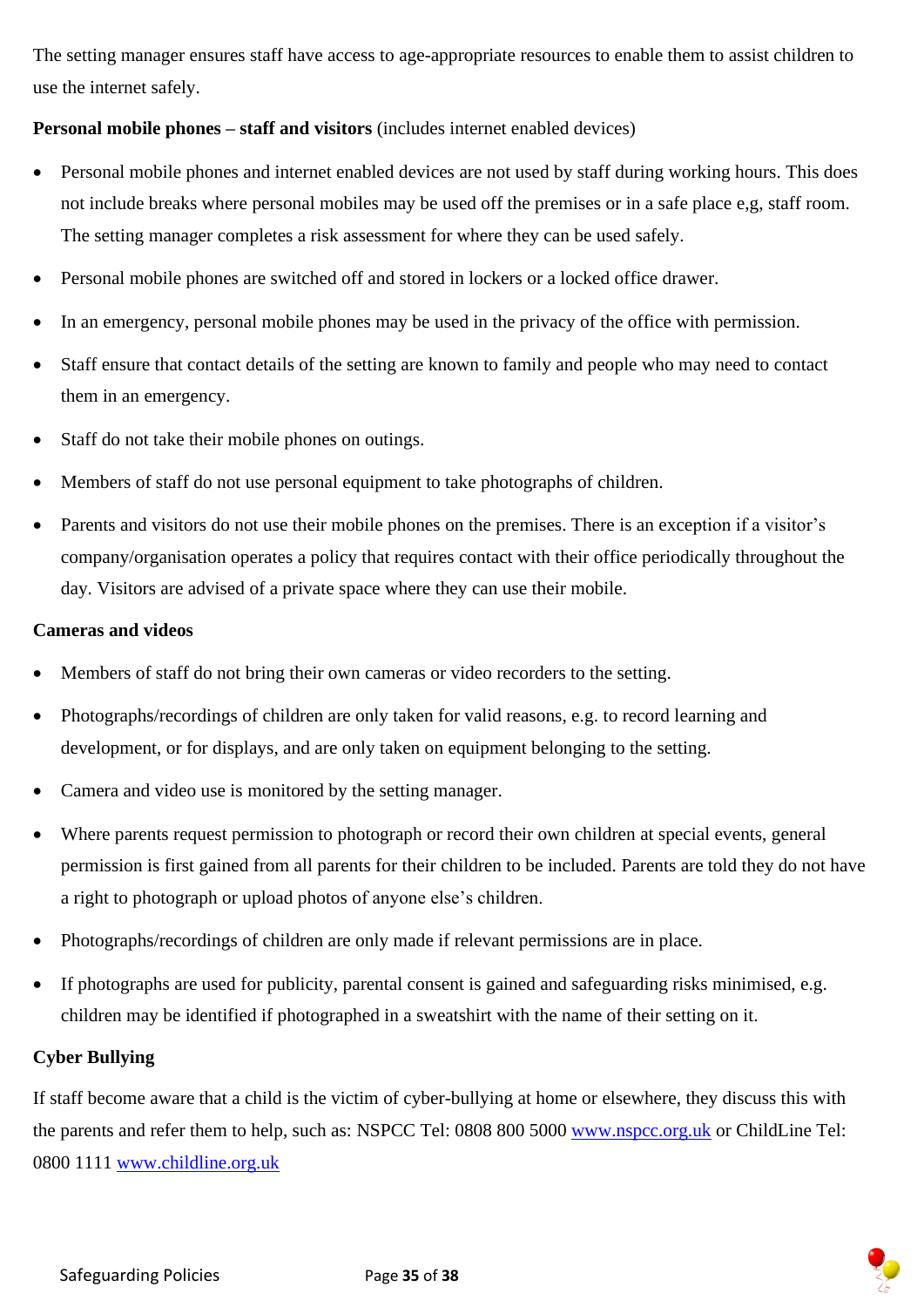The setting manager ensures staff have access to age-appropriate resources to enable them to assist children to use the internet safely.

**Personal mobile phones – staff and visitors** (includes internet enabled devices)

- Personal mobile phones and internet enabled devices are not used by staff during working hours. This does not include breaks where personal mobiles may be used off the premises or in a safe place e,g, staff room. The setting manager completes a risk assessment for where they can be used safely.
- Personal mobile phones are switched off and stored in lockers or a locked office drawer.
- In an emergency, personal mobile phones may be used in the privacy of the office with permission.
- Staff ensure that contact details of the setting are known to family and people who may need to contact them in an emergency.
- Staff do not take their mobile phones on outings.
- Members of staff do not use personal equipment to take photographs of children.
- Parents and visitors do not use their mobile phones on the premises. There is an exception if a visitor's company/organisation operates a policy that requires contact with their office periodically throughout the day. Visitors are advised of a private space where they can use their mobile.

**Cameras and videos**

- Members of staff do not bring their own cameras or video recorders to the setting.
- Photographs/recordings of children are only taken for valid reasons, e.g. to record learning and development, or for displays, and are only taken on equipment belonging to the setting.
- Camera and video use is monitored by the setting manager.
- Where parents request permission to photograph or record their own children at special events, general permission is first gained from all parents for their children to be included. Parents are told they do not have a right to photograph or upload photos of anyone else's children.
- Photographs/recordings of children are only made if relevant permissions are in place.
- If photographs are used for publicity, parental consent is gained and safeguarding risks minimised, e.g. children may be identified if photographed in a sweatshirt with the name of their setting on it.

**Cyber Bullying**

If staff become aware that a child is the victim of cyber-bullying at home or elsewhere, they discuss this with the parents and refer them to help, such as: NSPCC Tel: 0808 800 5000 www.nspcc.org.uk or ChildLine Tel: 0800 1111 www.childline.org.uk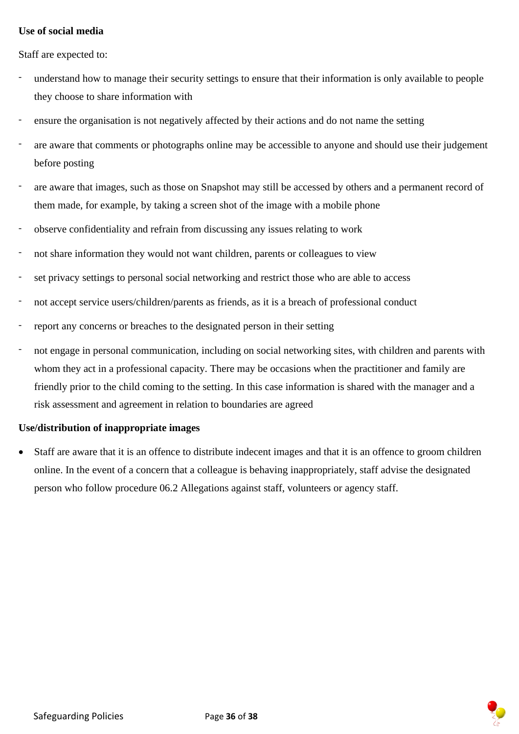**Use of social media**

Staff are expected to:

- understand how to manage their security settings to ensure that their information is only available to people they choose to share information with
- ensure the organisation is not negatively affected by their actions and do not name the setting
- are aware that comments or photographs online may be accessible to anyone and should use their judgement before posting
- are aware that images, such as those on Snapshot may still be accessed by others and a permanent record of them made, for example, by taking a screen shot of the image with a mobile phone
- observe confidentiality and refrain from discussing any issues relating to work
- not share information they would not want children, parents or colleagues to view
- set privacy settings to personal social networking and restrict those who are able to access
- not accept service users/children/parents as friends, as it is a breach of professional conduct
- report any concerns or breaches to the designated person in their setting
- not engage in personal communication, including on social networking sites, with children and parents with whom they act in a professional capacity. There may be occasions when the practitioner and family are friendly prior to the child coming to the setting. In this case information is shared with the manager and a risk assessment and agreement in relation to boundaries are agreed

**Use/distribution of inappropriate images**

- Staff are aware that it is an offence to distribute indecent images and that it is an offence to groom children online. In the event of a concern that a colleague is behaving inappropriately, staff advise the designated person who follow procedure 06.2 Allegations against staff, volunteers or agency staff.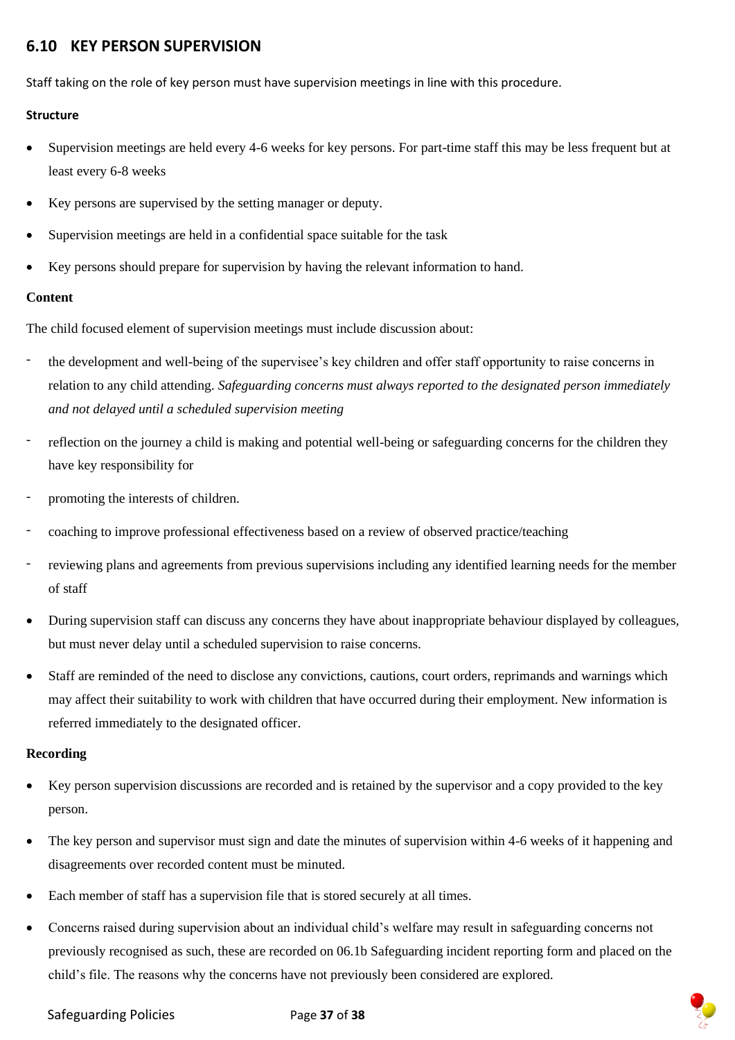## 6.10 KEY PERSON SUPERVISION

Staff taking on the role of key person must have supervision meetings in line with this procedure.

**Structure**

- Supervision meetings are held every 4-6 weeks for key persons. For part-time staff this may be less frequent but at least every 6-8 weeks
- Key persons are supervised by the setting manager or deputy.
- Supervision meetings are held in a confidential space suitable for the task
- Key persons should prepare for supervision by having the relevant information to hand.

**Content**

The child focused element of supervision meetings must include discussion about:

- the development and well-being of the supervisee's key children and offer staff opportunity to raise concerns in relation to any child attending. *Safeguarding concerns must always reported to the designated person immediately and not delayed until a scheduled supervision meeting*
- reflection on the journey a child is making and potential well-being or safeguarding concerns for the children they have key responsibility for
- promoting the interests of children.
- coaching to improve professional effectiveness based on a review of observed practice/teaching
- reviewing plans and agreements from previous supervisions including any identified learning needs for the member of staff

- During supervision staff can discuss any concerns they have about inappropriate behaviour displayed by colleagues, but must never delay until a scheduled supervision to raise concerns.
- Staff are reminded of the need to disclose any convictions, cautions, court orders, reprimands and warnings which may affect their suitability to work with children that have occurred during their employment. New information is referred immediately to the designated officer.

**Recording**

- Key person supervision discussions are recorded and is retained by the supervisor and a copy provided to the key person.
- The key person and supervisor must sign and date the minutes of supervision within 4-6 weeks of it happening and disagreements over recorded content must be minuted.
- Each member of staff has a supervision file that is stored securely at all times.
- Concerns raised during supervision about an individual child's welfare may result in safeguarding concerns not previously recognised as such, these are recorded on 06.1b Safeguarding incident reporting form and placed on the child's file. The reasons why the concerns have not previously been considered are explored.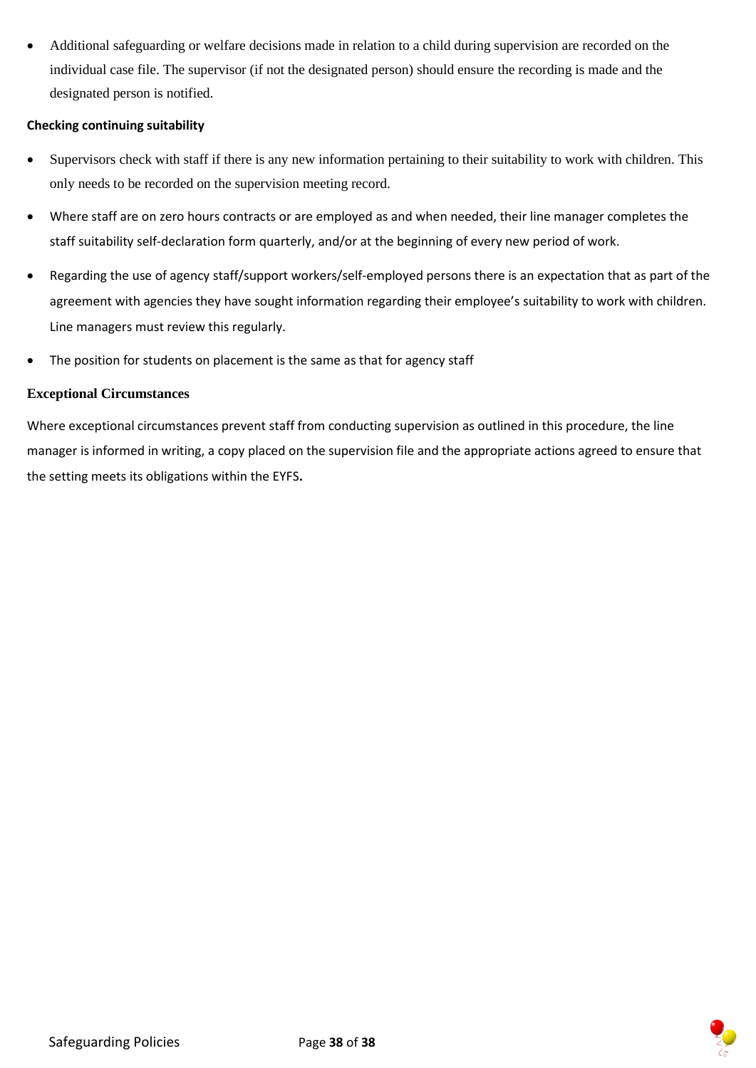- Additional safeguarding or welfare decisions made in relation to a child during supervision are recorded on the individual case file. The supervisor (if not the designated person) should ensure the recording is made and the designated person is notified.

**Checking continuing suitability**

- Supervisors check with staff if there is any new information pertaining to their suitability to work with children. This only needs to be recorded on the supervision meeting record.
- Where staff are on zero hours contracts or are employed as and when needed, their line manager completes the staff suitability self-declaration form quarterly, and/or at the beginning of every new period of work.
- Regarding the use of agency staff/support workers/self-employed persons there is an expectation that as part of the agreement with agencies they have sought information regarding their employee's suitability to work with children. Line managers must review this regularly.
- The position for students on placement is the same as that for agency staff

**Exceptional Circumstances**

Where exceptional circumstances prevent staff from conducting supervision as outlined in this procedure, the line manager is informed in writing, a copy placed on the supervision file and the appropriate actions agreed to ensure that the setting meets its obligations within the EYFS**.**